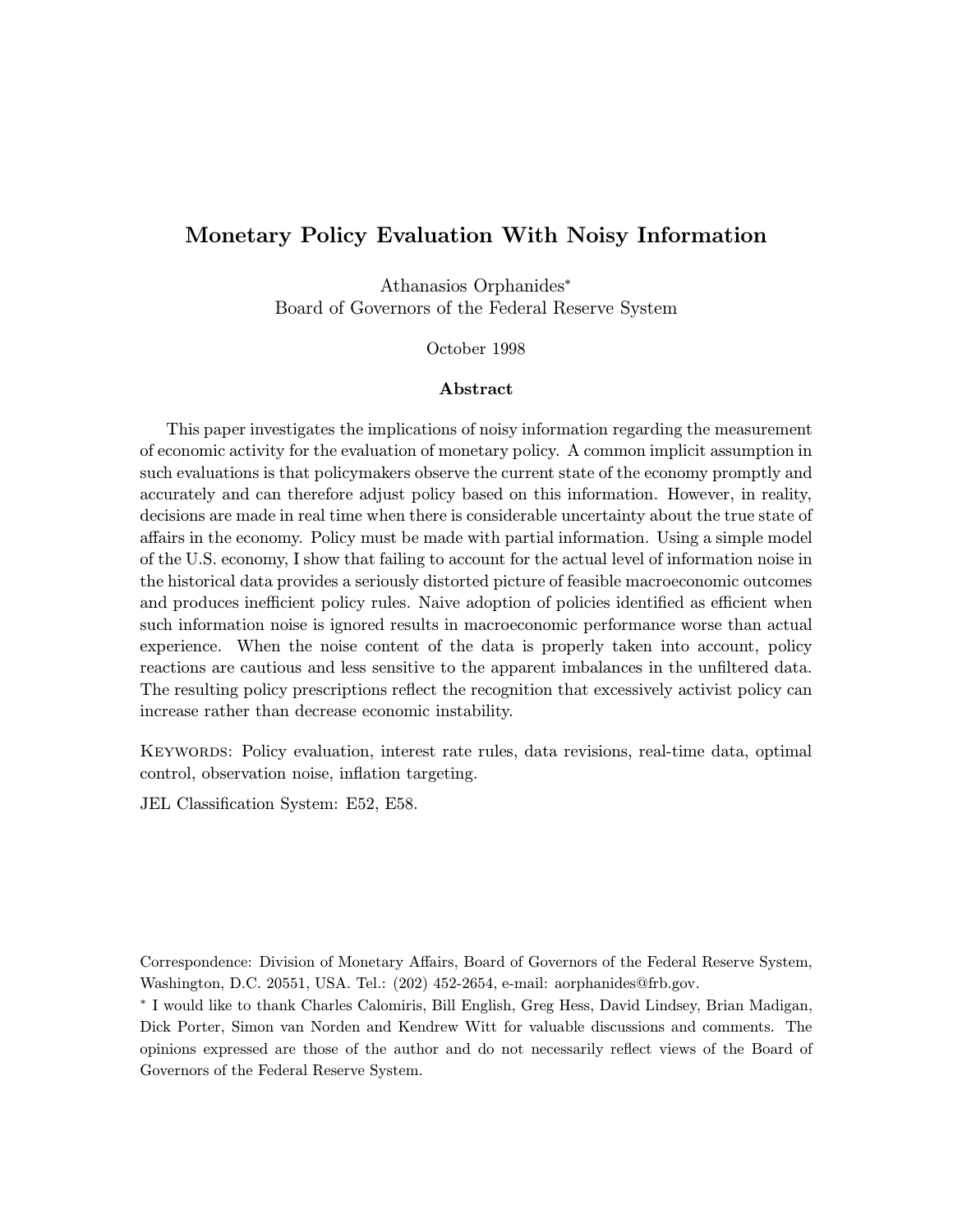# Monetary Policy Evaluation With Noisy Information

Athanasios Orphanides*
Board of Governors of the Federal Reserve System

October 1998

### Abstract

This paper investigates the implications of noisy information regarding the measurement of economic activity for the evaluation of monetary policy. A common implicit assumption in such evaluations is that policymakers observe the current state of the economy promptly and accurately and can therefore adjust policy based on this information. However, in reality, decisions are made in real time when there is considerable uncertainty about the true state of affairs in the economy. Policy must be made with partial information. Using a simple model of the U.S. economy, I show that failing to account for the actual level of information noise in the historical data provides a seriously distorted picture of feasible macroeconomic outcomes and produces inefficient policy rules. Naive adoption of policies identified as efficient when such information noise is ignored results in macroeconomic performance worse than actual experience. When the noise content of the data is properly taken into account, policy reactions are cautious and less sensitive to the apparent imbalances in the unfiltered data. The resulting policy prescriptions reflect the recognition that excessively activist policy can increase rather than decrease economic instability.

KEYWORDS: Policy evaluation, interest rate rules, data revisions, real-time data, optimal control, observation noise, inflation targeting.

JEL Classification System: E52, E58.

Correspondence: Division of Monetary Affairs, Board of Governors of the Federal Reserve System, Washington, D.C. 20551, USA. Tel.: (202) 452-2654, e-mail: aorphanides@frb.gov.

\* I would like to thank Charles Calomiris, Bill English, Greg Hess, David Lindsey, Brian Madigan, Dick Porter, Simon van Norden and Kendrew Witt for valuable discussions and comments. The opinions expressed are those of the author and do not necessarily reflect views of the Board of Governors of the Federal Reserve System.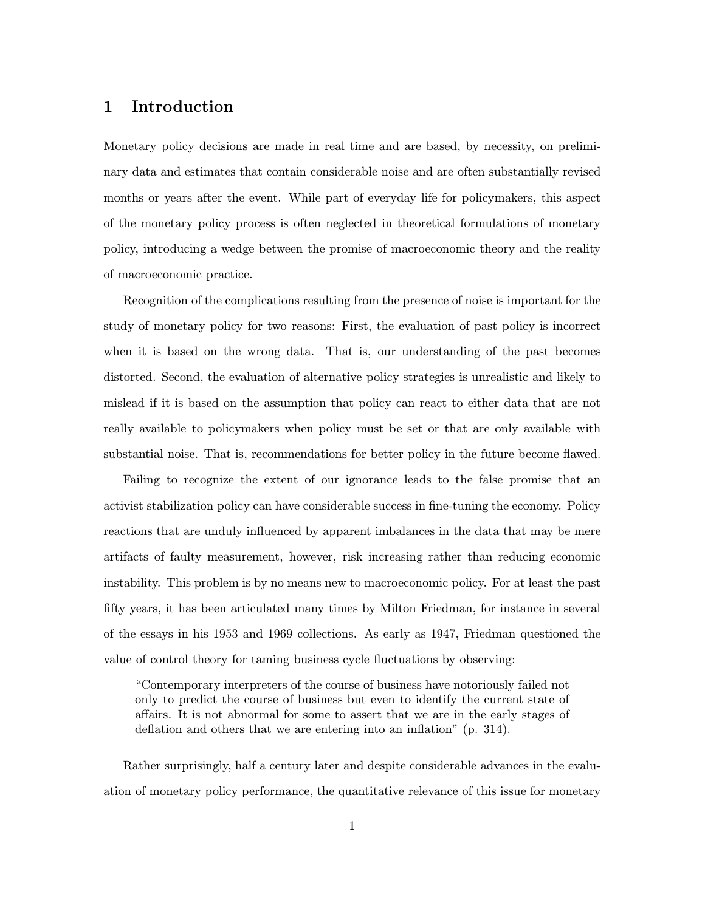# 1 Introduction

Monetary policy decisions are made in real time and are based, by necessity, on preliminary data and estimates that contain considerable noise and are often substantially revised months or years after the event. While part of everyday life for policymakers, this aspect of the monetary policy process is often neglected in theoretical formulations of monetary policy, introducing a wedge between the promise of macroeconomic theory and the reality of macroeconomic practice.

Recognition of the complications resulting from the presence of noise is important for the study of monetary policy for two reasons: First, the evaluation of past policy is incorrect when it is based on the wrong data. That is, our understanding of the past becomes distorted. Second, the evaluation of alternative policy strategies is unrealistic and likely to mislead if it is based on the assumption that policy can react to either data that are not really available to policymakers when policy must be set or that are only available with substantial noise. That is, recommendations for better policy in the future become flawed.

Failing to recognize the extent of our ignorance leads to the false promise that an activist stabilization policy can have considerable success in fine-tuning the economy. Policy reactions that are unduly influenced by apparent imbalances in the data that may be mere artifacts of faulty measurement, however, risk increasing rather than reducing economic instability. This problem is by no means new to macroeconomic policy. For at least the past fifty years, it has been articulated many times by Milton Friedman, for instance in several of the essays in his 1953 and 1969 collections. As early as 1947, Friedman questioned the value of control theory for taming business cycle fluctuations by observing:

> "Contemporary interpreters of the course of business have notoriously failed not only to predict the course of business but even to identify the current state of affairs. It is not abnormal for some to assert that we are in the early stages of deflation and others that we are entering into an inflation" (p. 314).

Rather surprisingly, half a century later and despite considerable advances in the evaluation of monetary policy performance, the quantitative relevance of this issue for monetary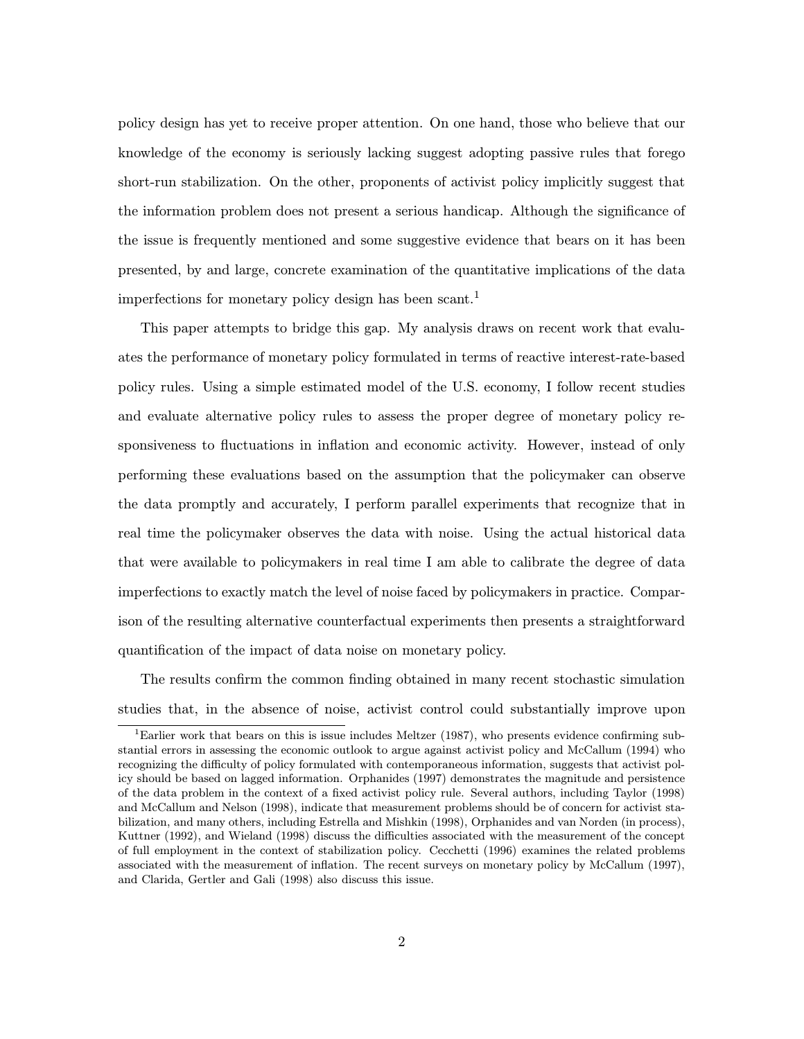policy design has yet to receive proper attention. On one hand, those who believe that our knowledge of the economy is seriously lacking suggest adopting passive rules that forego short-run stabilization. On the other, proponents of activist policy implicitly suggest that the information problem does not present a serious handicap. Although the significance of the issue is frequently mentioned and some suggestive evidence that bears on it has been presented, by and large, concrete examination of the quantitative implications of the data imperfections for monetary policy design has been scant.[1]

This paper attempts to bridge this gap. My analysis draws on recent work that evaluates the performance of monetary policy formulated in terms of reactive interest-rate-based policy rules. Using a simple estimated model of the U.S. economy, I follow recent studies and evaluate alternative policy rules to assess the proper degree of monetary policy responsiveness to fluctuations in inflation and economic activity. However, instead of only performing these evaluations based on the assumption that the policymaker can observe the data promptly and accurately, I perform parallel experiments that recognize that in real time the policymaker observes the data with noise. Using the actual historical data that were available to policymakers in real time I am able to calibrate the degree of data imperfections to exactly match the level of noise faced by policymakers in practice. Comparison of the resulting alternative counterfactual experiments then presents a straightforward quantification of the impact of data noise on monetary policy.

The results confirm the common finding obtained in many recent stochastic simulation studies that, in the absence of noise, activist control could substantially improve upon

[1]Earlier work that bears on this is issue includes Meltzer (1987), who presents evidence confirming substantial errors in assessing the economic outlook to argue against activist policy and McCallum (1994) who recognizing the difficulty of policy formulated with contemporaneous information, suggests that activist policy should be based on lagged information. Orphanides (1997) demonstrates the magnitude and persistence of the data problem in the context of a fixed activist policy rule. Several authors, including Taylor (1998) and McCallum and Nelson (1998), indicate that measurement problems should be of concern for activist stabilization, and many others, including Estrella and Mishkin (1998), Orphanides and van Norden (in process), Kuttner (1992), and Wieland (1998) discuss the difficulties associated with the measurement of the concept of full employment in the context of stabilization policy. Cecchetti (1996) examines the related problems associated with the measurement of inflation. The recent surveys on monetary policy by McCallum (1997), and Clarida, Gertler and Gali (1998) also discuss this issue.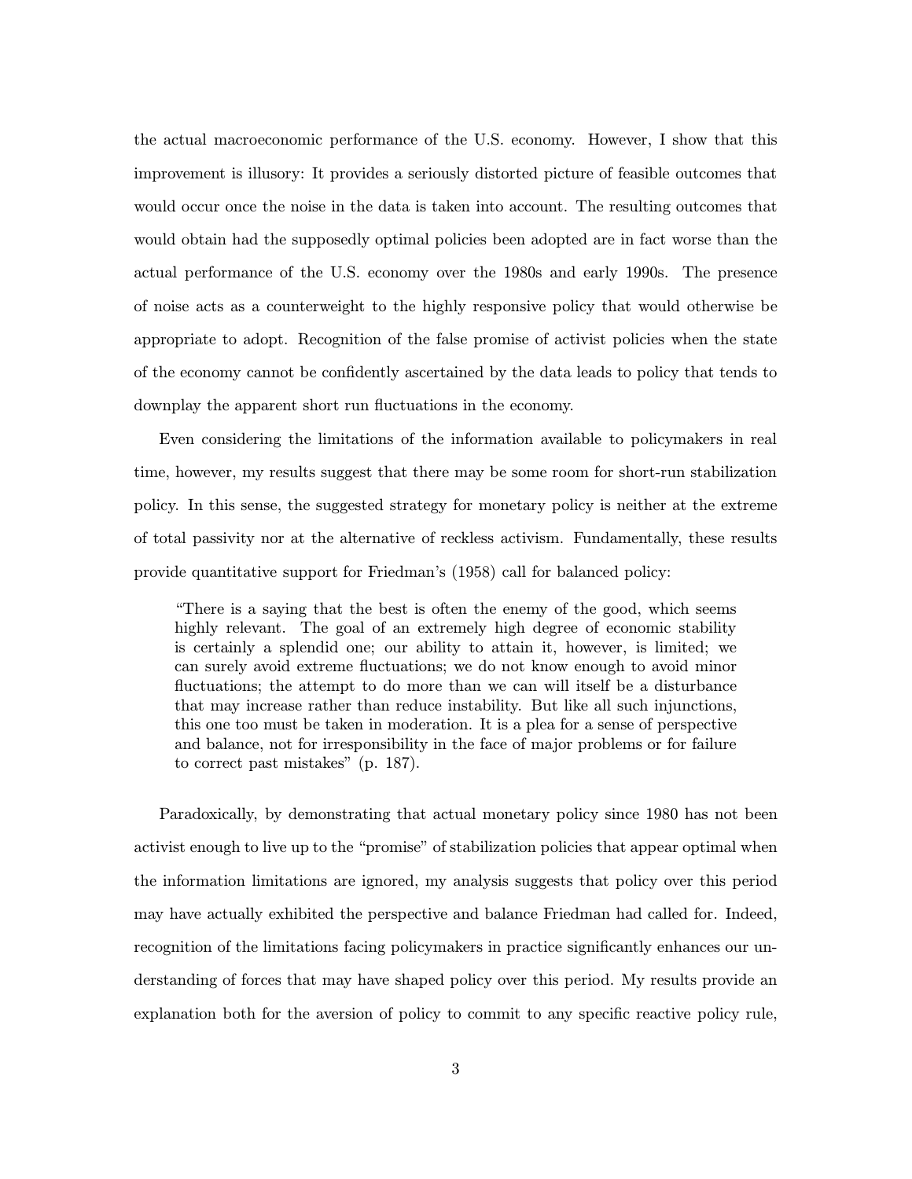the actual macroeconomic performance of the U.S. economy. However, I show that this improvement is illusory: It provides a seriously distorted picture of feasible outcomes that would occur once the noise in the data is taken into account. The resulting outcomes that would obtain had the supposedly optimal policies been adopted are in fact worse than the actual performance of the U.S. economy over the 1980s and early 1990s. The presence of noise acts as a counterweight to the highly responsive policy that would otherwise be appropriate to adopt. Recognition of the false promise of activist policies when the state of the economy cannot be confidently ascertained by the data leads to policy that tends to downplay the apparent short run fluctuations in the economy.

Even considering the limitations of the information available to policymakers in real time, however, my results suggest that there may be some room for short-run stabilization policy. In this sense, the suggested strategy for monetary policy is neither at the extreme of total passivity nor at the alternative of reckless activism. Fundamentally, these results provide quantitative support for Friedman's (1958) call for balanced policy:

> "There is a saying that the best is often the enemy of the good, which seems highly relevant. The goal of an extremely high degree of economic stability is certainly a splendid one; our ability to attain it, however, is limited; we can surely avoid extreme fluctuations; we do not know enough to avoid minor fluctuations; the attempt to do more than we can will itself be a disturbance that may increase rather than reduce instability. But like all such injunctions, this one too must be taken in moderation. It is a plea for a sense of perspective and balance, not for irresponsibility in the face of major problems or for failure to correct past mistakes" (p. 187).

Paradoxically, by demonstrating that actual monetary policy since 1980 has not been activist enough to live up to the "promise" of stabilization policies that appear optimal when the information limitations are ignored, my analysis suggests that policy over this period may have actually exhibited the perspective and balance Friedman had called for. Indeed, recognition of the limitations facing policymakers in practice significantly enhances our understanding of forces that may have shaped policy over this period. My results provide an explanation both for the aversion of policy to commit to any specific reactive policy rule,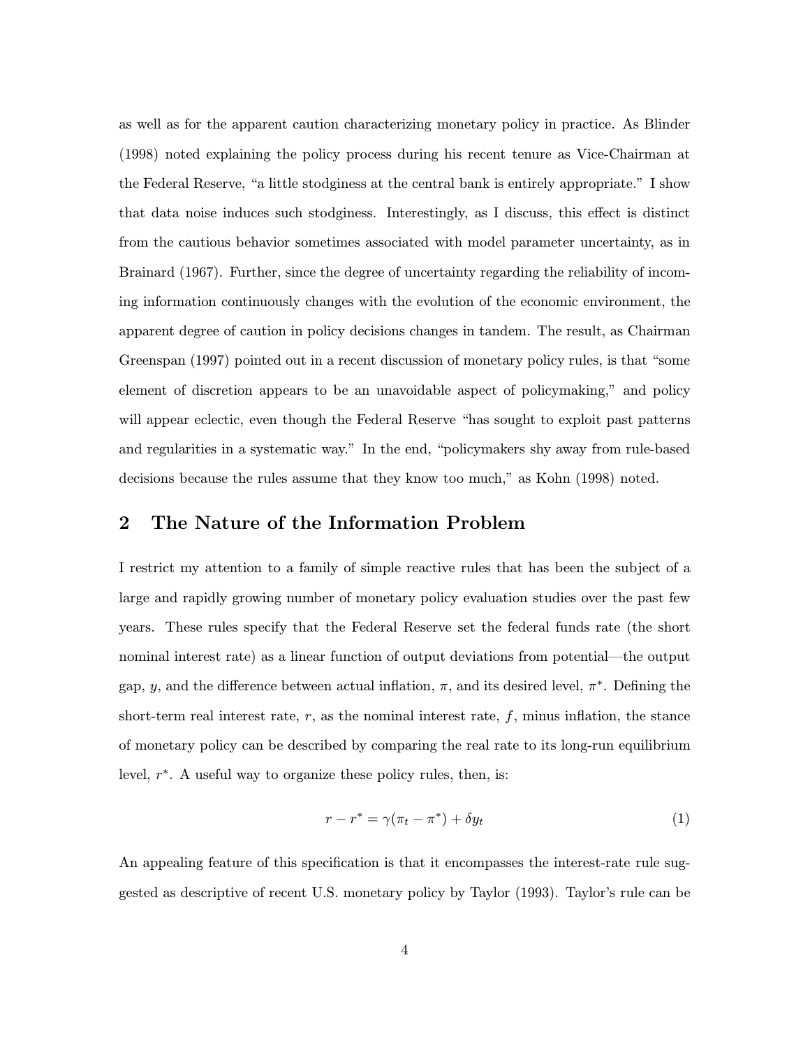as well as for the apparent caution characterizing monetary policy in practice. As Blinder (1998) noted explaining the policy process during his recent tenure as Vice-Chairman at the Federal Reserve, "a little stodginess at the central bank is entirely appropriate." I show that data noise induces such stodginess. Interestingly, as I discuss, this effect is distinct from the cautious behavior sometimes associated with model parameter uncertainty, as in Brainard (1967). Further, since the degree of uncertainty regarding the reliability of incoming information continuously changes with the evolution of the economic environment, the apparent degree of caution in policy decisions changes in tandem. The result, as Chairman Greenspan (1997) pointed out in a recent discussion of monetary policy rules, is that "some element of discretion appears to be an unavoidable aspect of policymaking," and policy will appear eclectic, even though the Federal Reserve "has sought to exploit past patterns and regularities in a systematic way." In the end, "policymakers shy away from rule-based decisions because the rules assume that they know too much," as Kohn (1998) noted.

## 2 The Nature of the Information Problem

I restrict my attention to a family of simple reactive rules that has been the subject of a large and rapidly growing number of monetary policy evaluation studies over the past few years. These rules specify that the Federal Reserve set the federal funds rate (the short nominal interest rate) as a linear function of output deviations from potential—the output gap, $y$, and the difference between actual inflation, $\pi$, and its desired level, $\pi^*$. Defining the short-term real interest rate, $r$, as the nominal interest rate, $f$, minus inflation, the stance of monetary policy can be described by comparing the real rate to its long-run equilibrium level, $r^*$. A useful way to organize these policy rules, then, is:

$$r - r^* = \gamma(\pi_t - \pi^*) + \delta y_t \tag{1}$$

An appealing feature of this specification is that it encompasses the interest-rate rule suggested as descriptive of recent U.S. monetary policy by Taylor (1993). Taylor's rule can be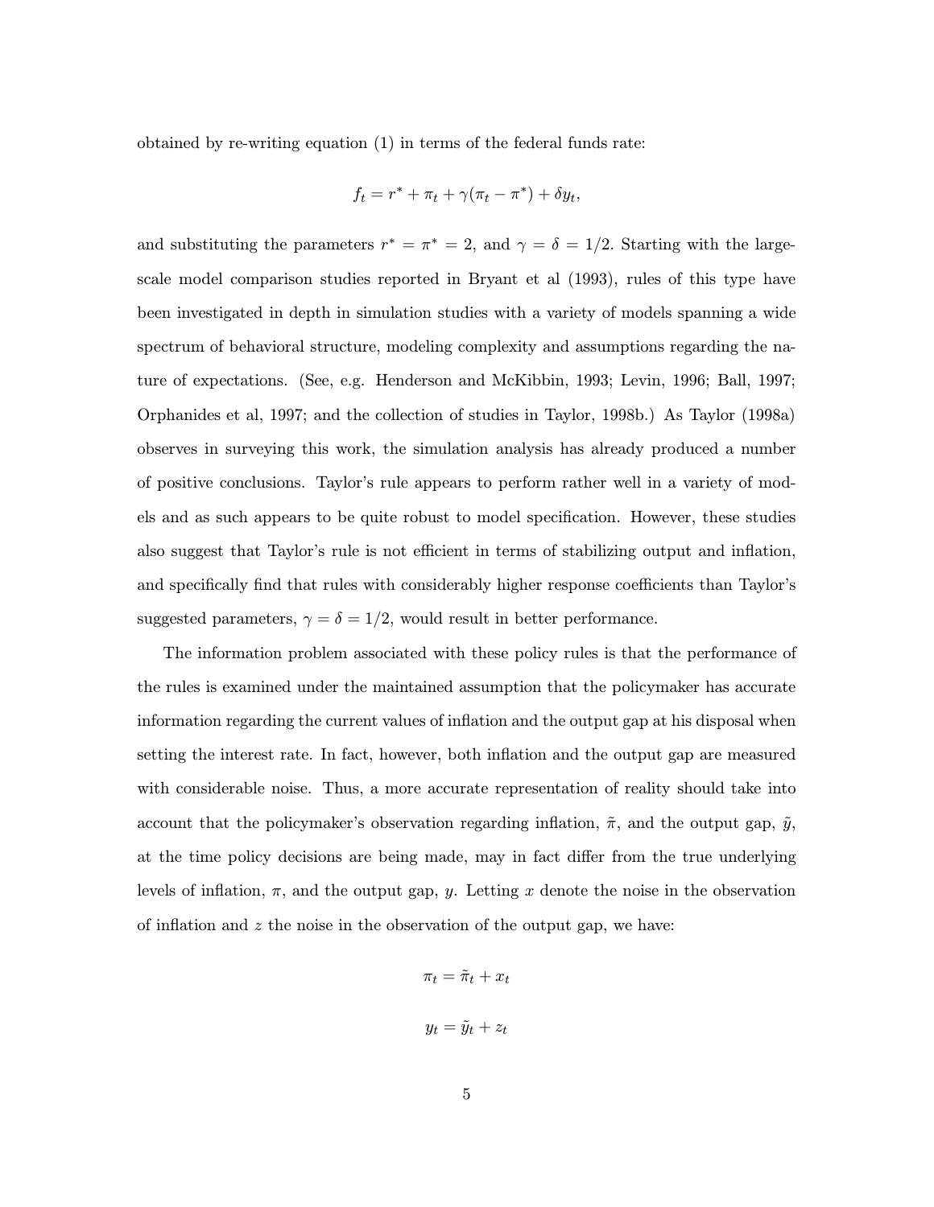obtained by re-writing equation (1) in terms of the federal funds rate:

$$f_t = r^* + \pi_t + \gamma(\pi_t - \pi^*) + \delta y_t,$$

and substituting the parameters $r^* = \pi^* = 2$, and $\gamma = \delta = 1/2$. Starting with the large-scale model comparison studies reported in Bryant et al (1993), rules of this type have been investigated in depth in simulation studies with a variety of models spanning a wide spectrum of behavioral structure, modeling complexity and assumptions regarding the nature of expectations. (See, e.g. Henderson and McKibbin, 1993; Levin, 1996; Ball, 1997; Orphanides et al, 1997; and the collection of studies in Taylor, 1998b.) As Taylor (1998a) observes in surveying this work, the simulation analysis has already produced a number of positive conclusions. Taylor's rule appears to perform rather well in a variety of models and as such appears to be quite robust to model specification. However, these studies also suggest that Taylor's rule is not efficient in terms of stabilizing output and inflation, and specifically find that rules with considerably higher response coefficients than Taylor's suggested parameters, $\gamma = \delta = 1/2$, would result in better performance.

The information problem associated with these policy rules is that the performance of the rules is examined under the maintained assumption that the policymaker has accurate information regarding the current values of inflation and the output gap at his disposal when setting the interest rate. In fact, however, both inflation and the output gap are measured with considerable noise. Thus, a more accurate representation of reality should take into account that the policymaker's observation regarding inflation, $\tilde{\pi}$, and the output gap, $\tilde{y}$, at the time policy decisions are being made, may in fact differ from the true underlying levels of inflation, $\pi$, and the output gap, $y$. Letting $x$ denote the noise in the observation of inflation and $z$ the noise in the observation of the output gap, we have:

$$\pi_t = \tilde{\pi}_t + x_t$$

$$y_t = \tilde{y}_t + z_t$$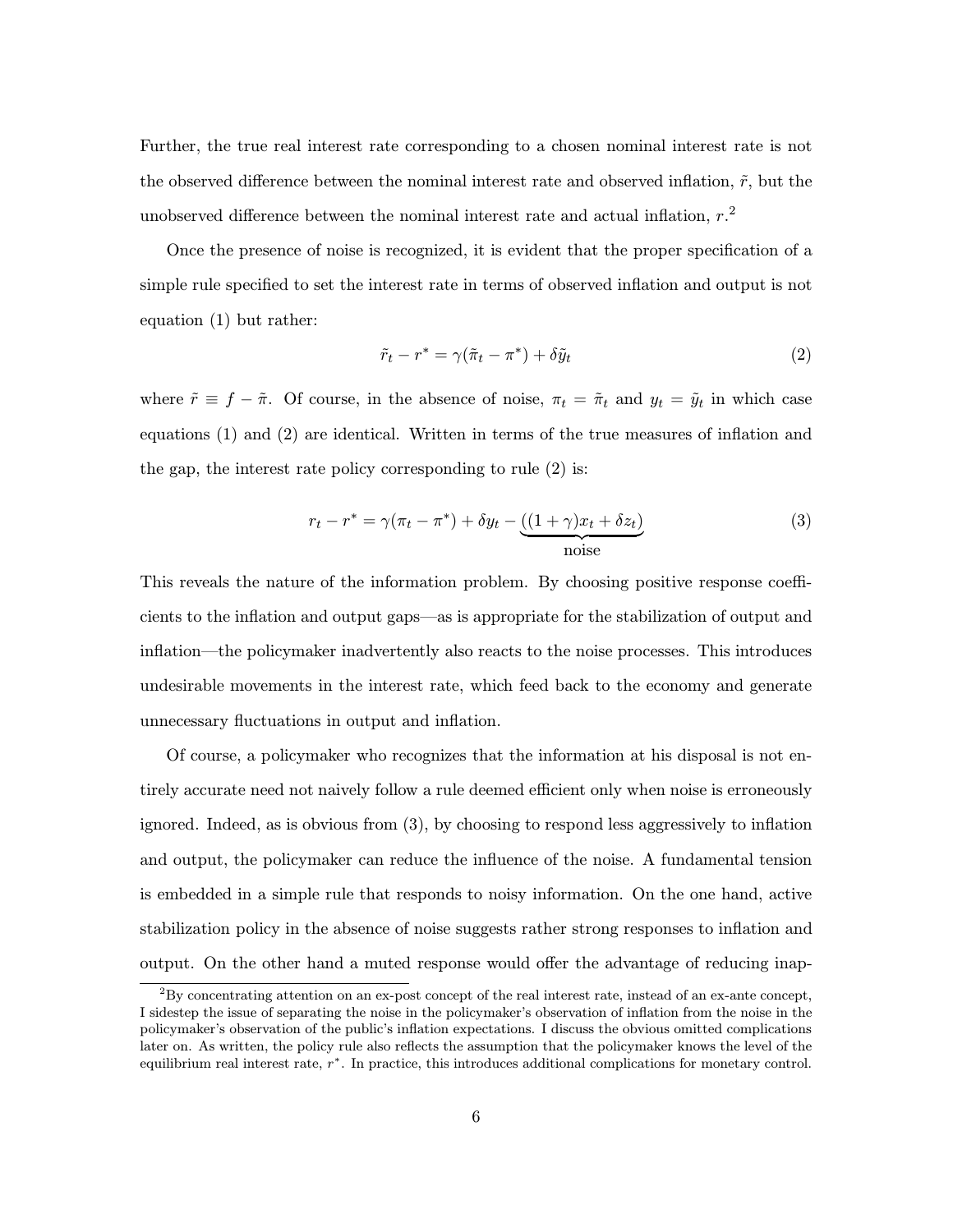Further, the true real interest rate corresponding to a chosen nominal interest rate is not the observed difference between the nominal interest rate and observed inflation, $\tilde{r}$, but the unobserved difference between the nominal interest rate and actual inflation, $r$.[2]

Once the presence of noise is recognized, it is evident that the proper specification of a simple rule specified to set the interest rate in terms of observed inflation and output is not equation (1) but rather:

$$\tilde{r}_t - r^* = \gamma(\tilde{\pi}_t - \pi^*) + \delta \tilde{y}_t \tag{2}$$

where $\tilde{r} \equiv f - \tilde{\pi}$. Of course, in the absence of noise, $\pi_t = \tilde{\pi}_t$ and $y_t = \tilde{y}_t$ in which case equations (1) and (2) are identical. Written in terms of the true measures of inflation and the gap, the interest rate policy corresponding to rule (2) is:

$$r_t - r^* = \gamma(\pi_t - \pi^*) + \delta y_t - \underbrace{((1+\gamma)x_t + \delta z_t)}_{\text{noise}} \tag{3}$$

This reveals the nature of the information problem. By choosing positive response coefficients to the inflation and output gaps—as is appropriate for the stabilization of output and inflation—the policymaker inadvertently also reacts to the noise processes. This introduces undesirable movements in the interest rate, which feed back to the economy and generate unnecessary fluctuations in output and inflation.

Of course, a policymaker who recognizes that the information at his disposal is not entirely accurate need not naively follow a rule deemed efficient only when noise is erroneously ignored. Indeed, as is obvious from (3), by choosing to respond less aggressively to inflation and output, the policymaker can reduce the influence of the noise. A fundamental tension is embedded in a simple rule that responds to noisy information. On the one hand, active stabilization policy in the absence of noise suggests rather strong responses to inflation and output. On the other hand a muted response would offer the advantage of reducing inap-

[2] By concentrating attention on an ex-post concept of the real interest rate, instead of an ex-ante concept, I sidestep the issue of separating the noise in the policymaker's observation of inflation from the noise in the policymaker's observation of the public's inflation expectations. I discuss the obvious omitted complications later on. As written, the policy rule also reflects the assumption that the policymaker knows the level of the equilibrium real interest rate, $r^*$. In practice, this introduces additional complications for monetary control.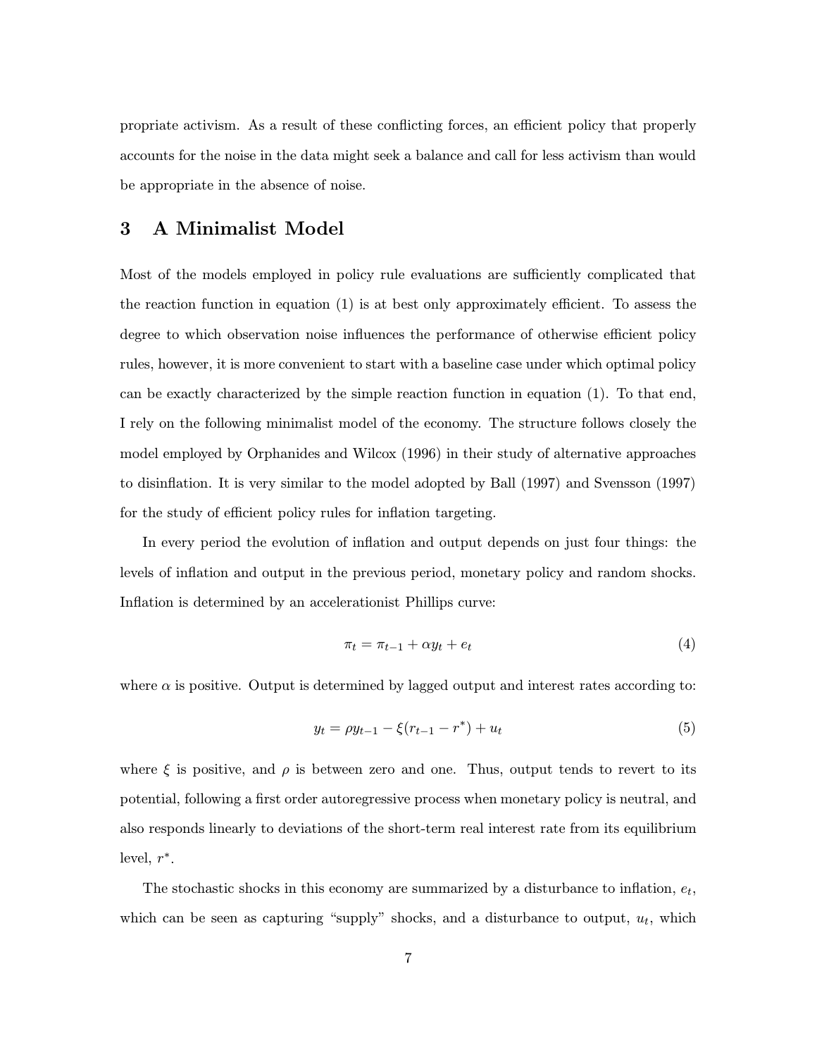propriate activism. As a result of these conflicting forces, an efficient policy that properly accounts for the noise in the data might seek a balance and call for less activism than would be appropriate in the absence of noise.

## 3 A Minimalist Model

Most of the models employed in policy rule evaluations are sufficiently complicated that the reaction function in equation (1) is at best only approximately efficient. To assess the degree to which observation noise influences the performance of otherwise efficient policy rules, however, it is more convenient to start with a baseline case under which optimal policy can be exactly characterized by the simple reaction function in equation (1). To that end, I rely on the following minimalist model of the economy. The structure follows closely the model employed by Orphanides and Wilcox (1996) in their study of alternative approaches to disinflation. It is very similar to the model adopted by Ball (1997) and Svensson (1997) for the study of efficient policy rules for inflation targeting.

In every period the evolution of inflation and output depends on just four things: the levels of inflation and output in the previous period, monetary policy and random shocks. Inflation is determined by an accelerationist Phillips curve:

$$\pi_t = \pi_{t-1} + \alpha y_t + e_t \tag{4}$$

where $\alpha$ is positive. Output is determined by lagged output and interest rates according to:

$$y_t = \rho y_{t-1} - \xi(r_{t-1} - r^*) + u_t \tag{5}$$

where $\xi$ is positive, and $\rho$ is between zero and one. Thus, output tends to revert to its potential, following a first order autoregressive process when monetary policy is neutral, and also responds linearly to deviations of the short-term real interest rate from its equilibrium level, $r^*$.

The stochastic shocks in this economy are summarized by a disturbance to inflation, $e_t$, which can be seen as capturing "supply" shocks, and a disturbance to output, $u_t$, which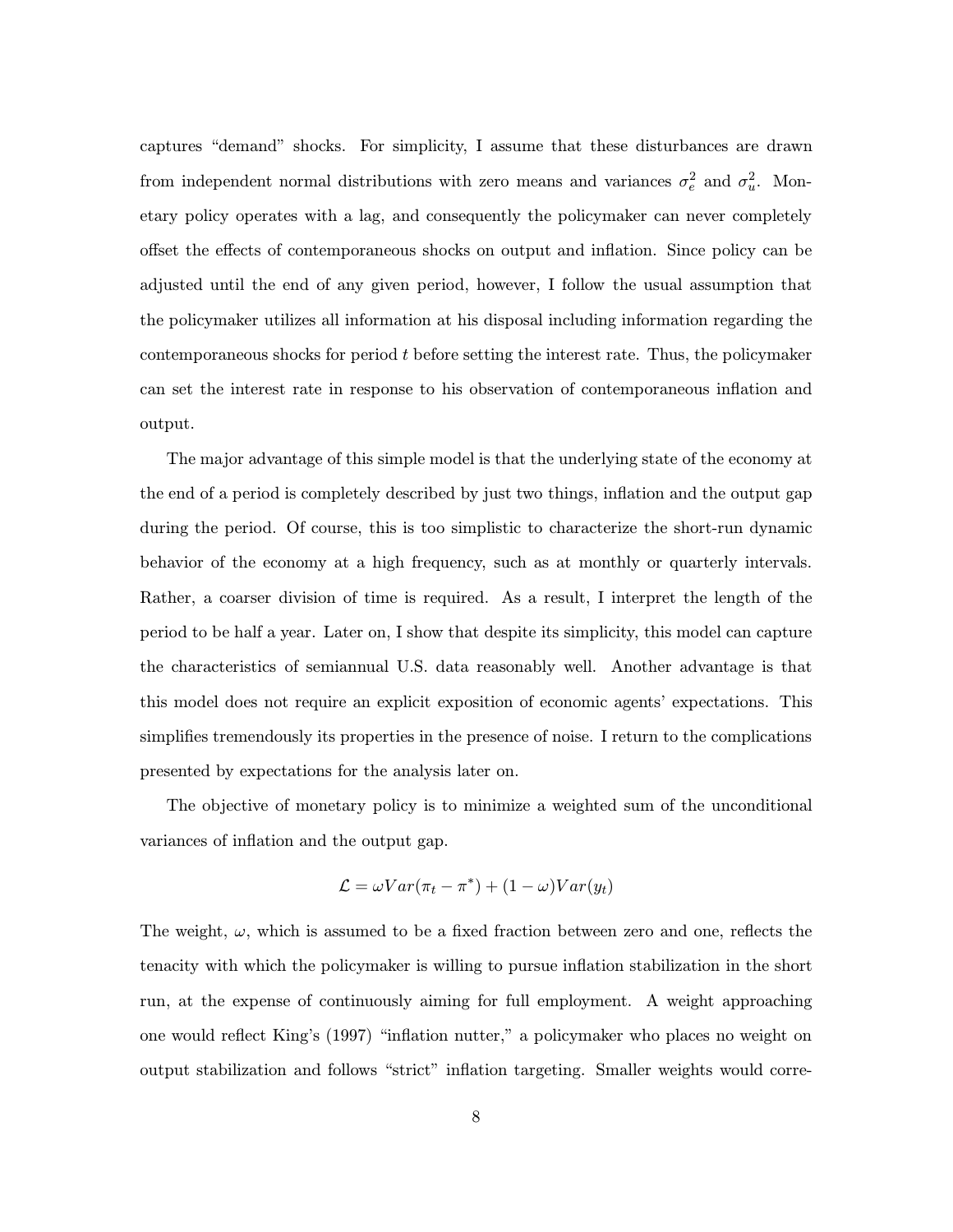captures "demand" shocks. For simplicity, I assume that these disturbances are drawn from independent normal distributions with zero means and variances $\sigma_e^2$ and $\sigma_u^2$. Monetary policy operates with a lag, and consequently the policymaker can never completely offset the effects of contemporaneous shocks on output and inflation. Since policy can be adjusted until the end of any given period, however, I follow the usual assumption that the policymaker utilizes all information at his disposal including information regarding the contemporaneous shocks for period $t$ before setting the interest rate. Thus, the policymaker can set the interest rate in response to his observation of contemporaneous inflation and output.

The major advantage of this simple model is that the underlying state of the economy at the end of a period is completely described by just two things, inflation and the output gap during the period. Of course, this is too simplistic to characterize the short-run dynamic behavior of the economy at a high frequency, such as at monthly or quarterly intervals. Rather, a coarser division of time is required. As a result, I interpret the length of the period to be half a year. Later on, I show that despite its simplicity, this model can capture the characteristics of semiannual U.S. data reasonably well. Another advantage is that this model does not require an explicit exposition of economic agents' expectations. This simplifies tremendously its properties in the presence of noise. I return to the complications presented by expectations for the analysis later on.

The objective of monetary policy is to minimize a weighted sum of the unconditional variances of inflation and the output gap.

$$\mathcal{L} = \omega Var(\pi_t - \pi^*) + (1 - \omega) Var(y_t)$$

The weight, $\omega$, which is assumed to be a fixed fraction between zero and one, reflects the tenacity with which the policymaker is willing to pursue inflation stabilization in the short run, at the expense of continuously aiming for full employment. A weight approaching one would reflect King's (1997) "inflation nutter," a policymaker who places no weight on output stabilization and follows "strict" inflation targeting. Smaller weights would corre-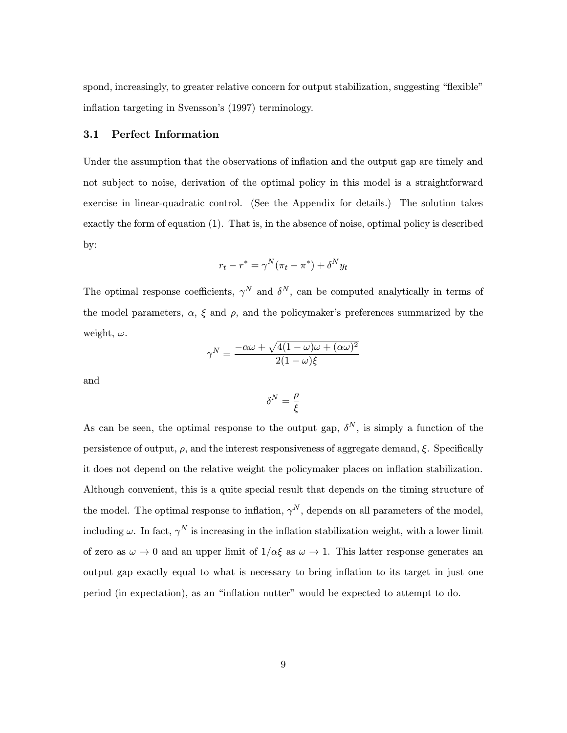spond, increasingly, to greater relative concern for output stabilization, suggesting "flexible" inflation targeting in Svensson's (1997) terminology.

### 3.1 Perfect Information

Under the assumption that the observations of inflation and the output gap are timely and not subject to noise, derivation of the optimal policy in this model is a straightforward exercise in linear-quadratic control. (See the Appendix for details.) The solution takes exactly the form of equation (1). That is, in the absence of noise, optimal policy is described by:

$$r_t - r^* = \gamma^N(\pi_t - \pi^*) + \delta^N y_t$$

The optimal response coefficients, $\gamma^N$ and $\delta^N$, can be computed analytically in terms of the model parameters, $\alpha$, $\xi$ and $\rho$, and the policymaker's preferences summarized by the weight, $\omega$.

$$\gamma^N = \frac{-\alpha\omega + \sqrt{4(1-\omega)\omega + (\alpha\omega)^2}}{2(1-\omega)\xi}$$

and

$$\delta^N = \frac{\rho}{\xi}$$

As can be seen, the optimal response to the output gap, $\delta^N$, is simply a function of the persistence of output, $\rho$, and the interest responsiveness of aggregate demand, $\xi$. Specifically it does not depend on the relative weight the policymaker places on inflation stabilization. Although convenient, this is a quite special result that depends on the timing structure of the model. The optimal response to inflation, $\gamma^N$, depends on all parameters of the model, including $\omega$. In fact, $\gamma^N$ is increasing in the inflation stabilization weight, with a lower limit of zero as $\omega \to 0$ and an upper limit of $1/\alpha\xi$ as $\omega \to 1$. This latter response generates an output gap exactly equal to what is necessary to bring inflation to its target in just one period (in expectation), as an "inflation nutter" would be expected to attempt to do.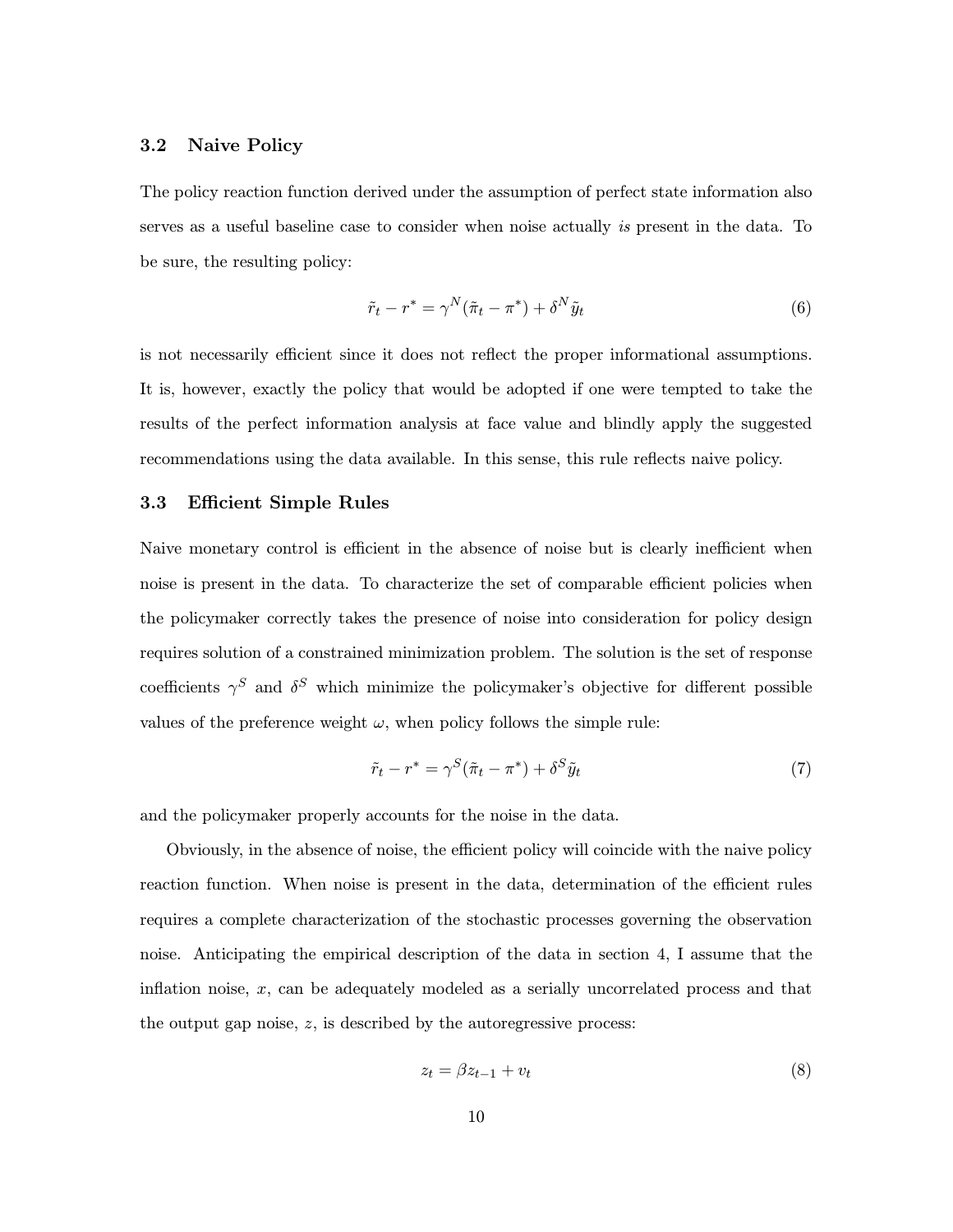### 3.2 Naive Policy

The policy reaction function derived under the assumption of perfect state information also serves as a useful baseline case to consider when noise actually *is* present in the data. To be sure, the resulting policy:

$$\tilde{r}_t - r^* = \gamma^N(\tilde{\pi}_t - \pi^*) + \delta^N \tilde{y}_t \tag{6}$$

is not necessarily efficient since it does not reflect the proper informational assumptions. It is, however, exactly the policy that would be adopted if one were tempted to take the results of the perfect information analysis at face value and blindly apply the suggested recommendations using the data available. In this sense, this rule reflects naive policy.

### 3.3 Efficient Simple Rules

Naive monetary control is efficient in the absence of noise but is clearly inefficient when noise is present in the data. To characterize the set of comparable efficient policies when the policymaker correctly takes the presence of noise into consideration for policy design requires solution of a constrained minimization problem. The solution is the set of response coefficients $\gamma^S$ and $\delta^S$ which minimize the policymaker's objective for different possible values of the preference weight $\omega$, when policy follows the simple rule:

$$\tilde{r}_t - r^* = \gamma^S(\tilde{\pi}_t - \pi^*) + \delta^S \tilde{y}_t \tag{7}$$

and the policymaker properly accounts for the noise in the data.

Obviously, in the absence of noise, the efficient policy will coincide with the naive policy reaction function. When noise is present in the data, determination of the efficient rules requires a complete characterization of the stochastic processes governing the observation noise. Anticipating the empirical description of the data in section 4, I assume that the inflation noise, $x$, can be adequately modeled as a serially uncorrelated process and that the output gap noise, $z$, is described by the autoregressive process:

$$z_t = \beta z_{t-1} + v_t \tag{8}$$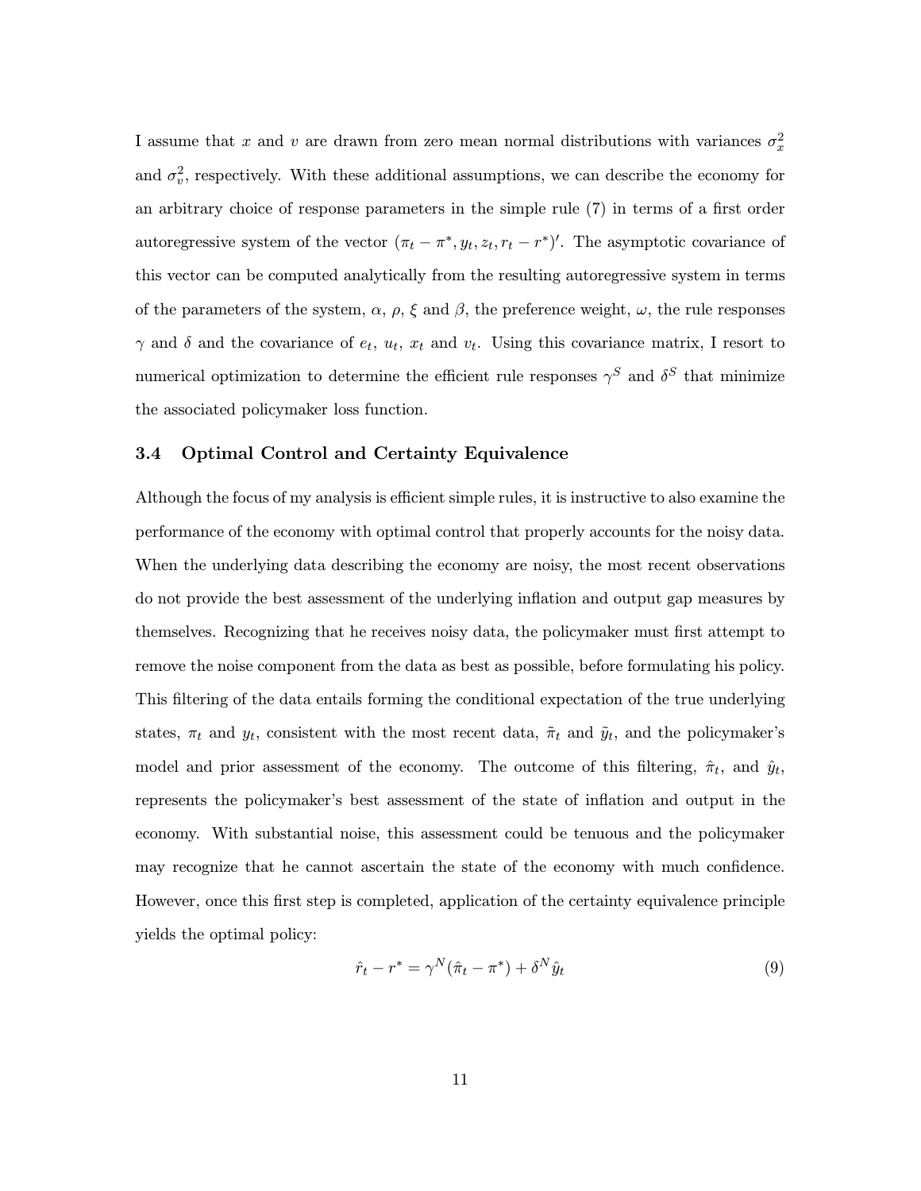I assume that $x$ and $v$ are drawn from zero mean normal distributions with variances $\sigma_x^2$ and $\sigma_v^2$, respectively. With these additional assumptions, we can describe the economy for an arbitrary choice of response parameters in the simple rule (7) in terms of a first order autoregressive system of the vector $(\pi_t - \pi^*, y_t, z_t, r_t - r^*)'$. The asymptotic covariance of this vector can be computed analytically from the resulting autoregressive system in terms of the parameters of the system, $\alpha$, $\rho$, $\xi$ and $\beta$, the preference weight, $\omega$, the rule responses $\gamma$ and $\delta$ and the covariance of $e_t$, $u_t$, $x_t$ and $v_t$. Using this covariance matrix, I resort to numerical optimization to determine the efficient rule responses $\gamma^S$ and $\delta^S$ that minimize the associated policymaker loss function.

### 3.4 Optimal Control and Certainty Equivalence

Although the focus of my analysis is efficient simple rules, it is instructive to also examine the performance of the economy with optimal control that properly accounts for the noisy data. When the underlying data describing the economy are noisy, the most recent observations do not provide the best assessment of the underlying inflation and output gap measures by themselves. Recognizing that he receives noisy data, the policymaker must first attempt to remove the noise component from the data as best as possible, before formulating his policy. This filtering of the data entails forming the conditional expectation of the true underlying states, $\pi_t$ and $y_t$, consistent with the most recent data, $\tilde{\pi}_t$ and $\tilde{y}_t$, and the policymaker's model and prior assessment of the economy. The outcome of this filtering, $\hat{\pi}_t$, and $\hat{y}_t$, represents the policymaker's best assessment of the state of inflation and output in the economy. With substantial noise, this assessment could be tenuous and the policymaker may recognize that he cannot ascertain the state of the economy with much confidence. However, once this first step is completed, application of the certainty equivalence principle yields the optimal policy:

$$\hat{r}_t - r^* = \gamma^N(\hat{\pi}_t - \pi^*) + \delta^N \hat{y}_t \tag{9}$$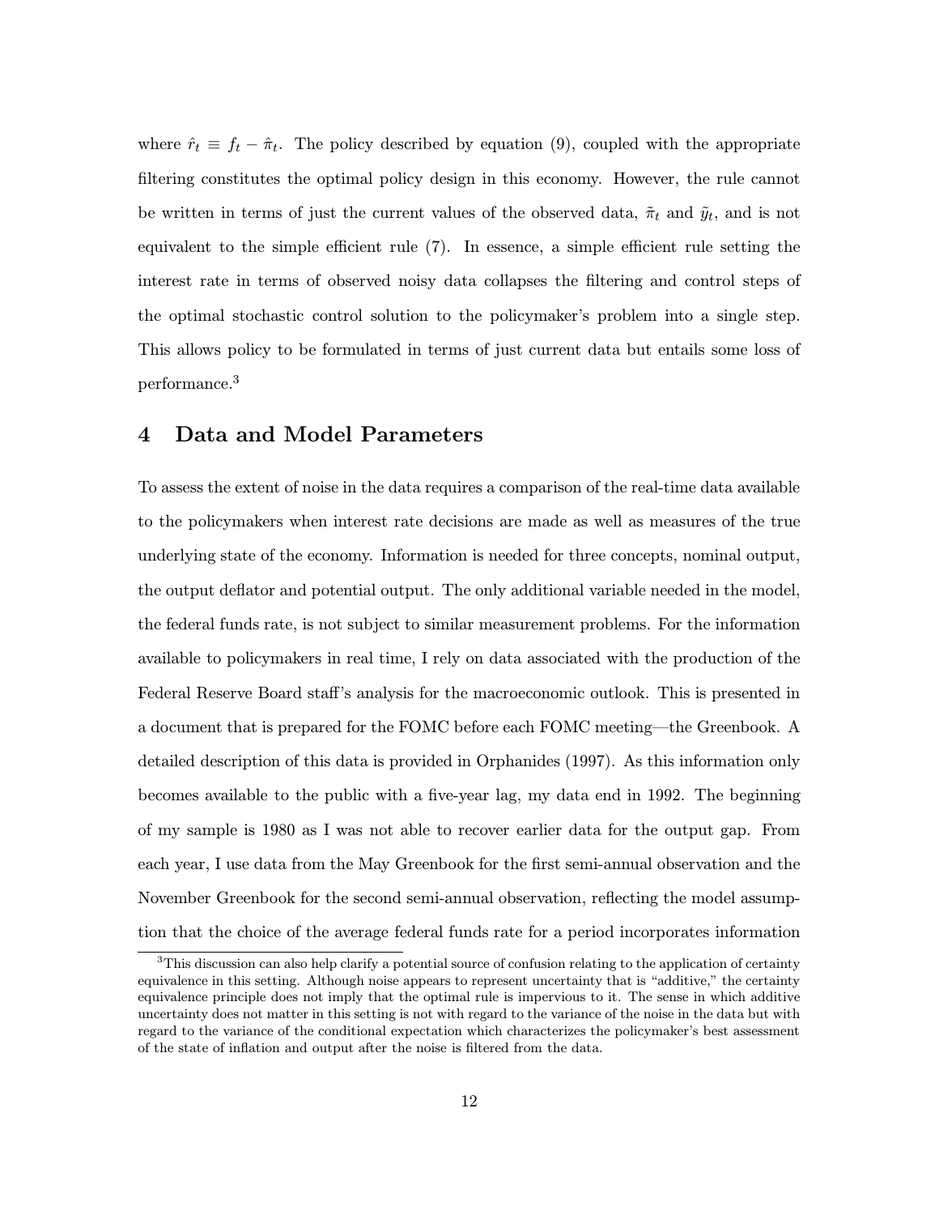where $\hat{r}_t \equiv f_t - \hat{\pi}_t$. The policy described by equation (9), coupled with the appropriate filtering constitutes the optimal policy design in this economy. However, the rule cannot be written in terms of just the current values of the observed data, $\tilde{\pi}_t$ and $\tilde{y}_t$, and is not equivalent to the simple efficient rule (7). In essence, a simple efficient rule setting the interest rate in terms of observed noisy data collapses the filtering and control steps of the optimal stochastic control solution to the policymaker's problem into a single step. This allows policy to be formulated in terms of just current data but entails some loss of performance.[3]

## 4 Data and Model Parameters

To assess the extent of noise in the data requires a comparison of the real-time data available to the policymakers when interest rate decisions are made as well as measures of the true underlying state of the economy. Information is needed for three concepts, nominal output, the output deflator and potential output. The only additional variable needed in the model, the federal funds rate, is not subject to similar measurement problems. For the information available to policymakers in real time, I rely on data associated with the production of the Federal Reserve Board staff's analysis for the macroeconomic outlook. This is presented in a document that is prepared for the FOMC before each FOMC meeting—the Greenbook. A detailed description of this data is provided in Orphanides (1997). As this information only becomes available to the public with a five-year lag, my data end in 1992. The beginning of my sample is 1980 as I was not able to recover earlier data for the output gap. From each year, I use data from the May Greenbook for the first semi-annual observation and the November Greenbook for the second semi-annual observation, reflecting the model assumption that the choice of the average federal funds rate for a period incorporates information

[3] This discussion can also help clarify a potential source of confusion relating to the application of certainty equivalence in this setting. Although noise appears to represent uncertainty that is "additive," the certainty equivalence principle does not imply that the optimal rule is impervious to it. The sense in which additive uncertainty does not matter in this setting is not with regard to the variance of the noise in the data but with regard to the variance of the conditional expectation which characterizes the policymaker's best assessment of the state of inflation and output after the noise is filtered from the data.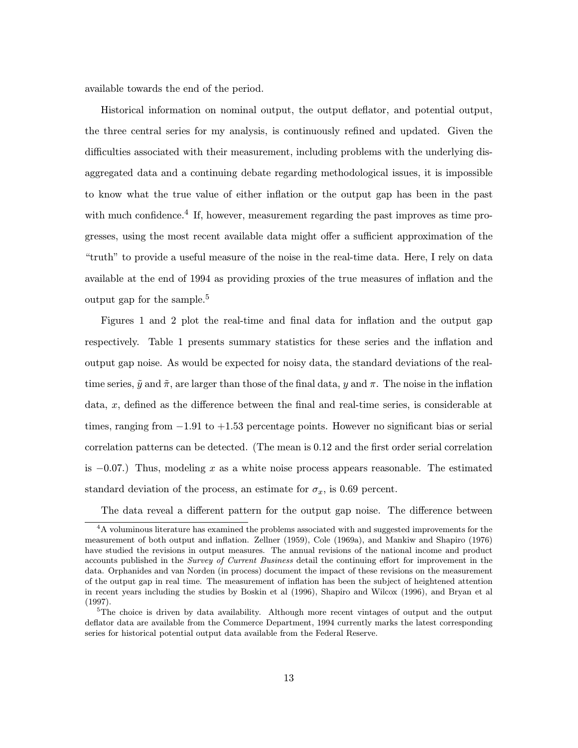available towards the end of the period.

Historical information on nominal output, the output deflator, and potential output, the three central series for my analysis, is continuously refined and updated. Given the difficulties associated with their measurement, including problems with the underlying disaggregated data and a continuing debate regarding methodological issues, it is impossible to know what the true value of either inflation or the output gap has been in the past with much confidence.[4] If, however, measurement regarding the past improves as time progresses, using the most recent available data might offer a sufficient approximation of the "truth" to provide a useful measure of the noise in the real-time data. Here, I rely on data available at the end of 1994 as providing proxies of the true measures of inflation and the output gap for the sample.[5]

Figures 1 and 2 plot the real-time and final data for inflation and the output gap respectively. Table 1 presents summary statistics for these series and the inflation and output gap noise. As would be expected for noisy data, the standard deviations of the real-time series, $\tilde{y}$ and $\tilde{\pi}$, are larger than those of the final data, $y$ and $\pi$. The noise in the inflation data, $x$, defined as the difference between the final and real-time series, is considerable at times, ranging from $-1.91$ to $+1.53$ percentage points. However no significant bias or serial correlation patterns can be detected. (The mean is 0.12 and the first order serial correlation is $-0.07$.) Thus, modeling $x$ as a white noise process appears reasonable. The estimated standard deviation of the process, an estimate for $\sigma_x$, is 0.69 percent.

The data reveal a different pattern for the output gap noise. The difference between

[4] A voluminous literature has examined the problems associated with and suggested improvements for the measurement of both output and inflation. Zellner (1959), Cole (1969a), and Mankiw and Shapiro (1976) have studied the revisions in output measures. The annual revisions of the national income and product accounts published in the *Survey of Current Business* detail the continuing effort for improvement in the data. Orphanides and van Norden (in process) document the impact of these revisions on the measurement of the output gap in real time. The measurement of inflation has been the subject of heightened attention in recent years including the studies by Boskin et al (1996), Shapiro and Wilcox (1996), and Bryan et al (1997).

[5] The choice is driven by data availability. Although more recent vintages of output and the output deflator data are available from the Commerce Department, 1994 currently marks the latest corresponding series for historical potential output data available from the Federal Reserve.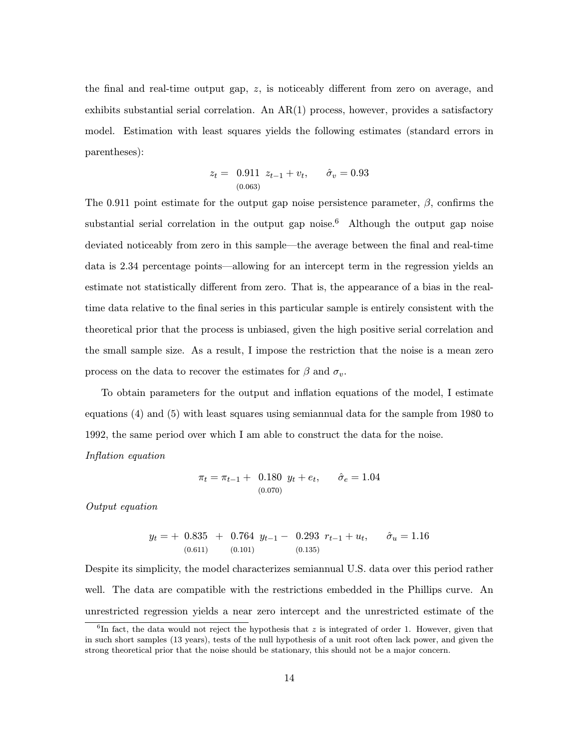the final and real-time output gap, $z$, is noticeably different from zero on average, and exhibits substantial serial correlation. An AR(1) process, however, provides a satisfactory model. Estimation with least squares yields the following estimates (standard errors in parentheses):

$$z_t = \underset{(0.063)}{0.911} \; z_{t-1} + v_t, \qquad \hat{\sigma}_v = 0.93$$

The 0.911 point estimate for the output gap noise persistence parameter, $\beta$, confirms the substantial serial correlation in the output gap noise.[6] Although the output gap noise deviated noticeably from zero in this sample—the average between the final and real-time data is 2.34 percentage points—allowing for an intercept term in the regression yields an estimate not statistically different from zero. That is, the appearance of a bias in the real-time data relative to the final series in this particular sample is entirely consistent with the theoretical prior that the process is unbiased, given the high positive serial correlation and the small sample size. As a result, I impose the restriction that the noise is a mean zero process on the data to recover the estimates for $\beta$ and $\sigma_v$.

To obtain parameters for the output and inflation equations of the model, I estimate equations (4) and (5) with least squares using semiannual data for the sample from 1980 to 1992, the same period over which I am able to construct the data for the noise.

*Inflation equation*

$$\pi_t = \pi_{t-1} + \underset{(0.070)}{0.180} \; y_t + e_t, \qquad \hat{\sigma}_e = 1.04$$

*Output equation*

$$y_t = + \underset{(0.611)}{0.835} \; + \; \underset{(0.101)}{0.764} \; y_{t-1} - \underset{(0.135)}{0.293} \; r_{t-1} + u_t, \qquad \hat{\sigma}_u = 1.16$$

Despite its simplicity, the model characterizes semiannual U.S. data over this period rather well. The data are compatible with the restrictions embedded in the Phillips curve. An unrestricted regression yields a near zero intercept and the unrestricted estimate of the

[6] In fact, the data would not reject the hypothesis that $z$ is integrated of order 1. However, given that in such short samples (13 years), tests of the null hypothesis of a unit root often lack power, and given the strong theoretical prior that the noise should be stationary, this should not be a major concern.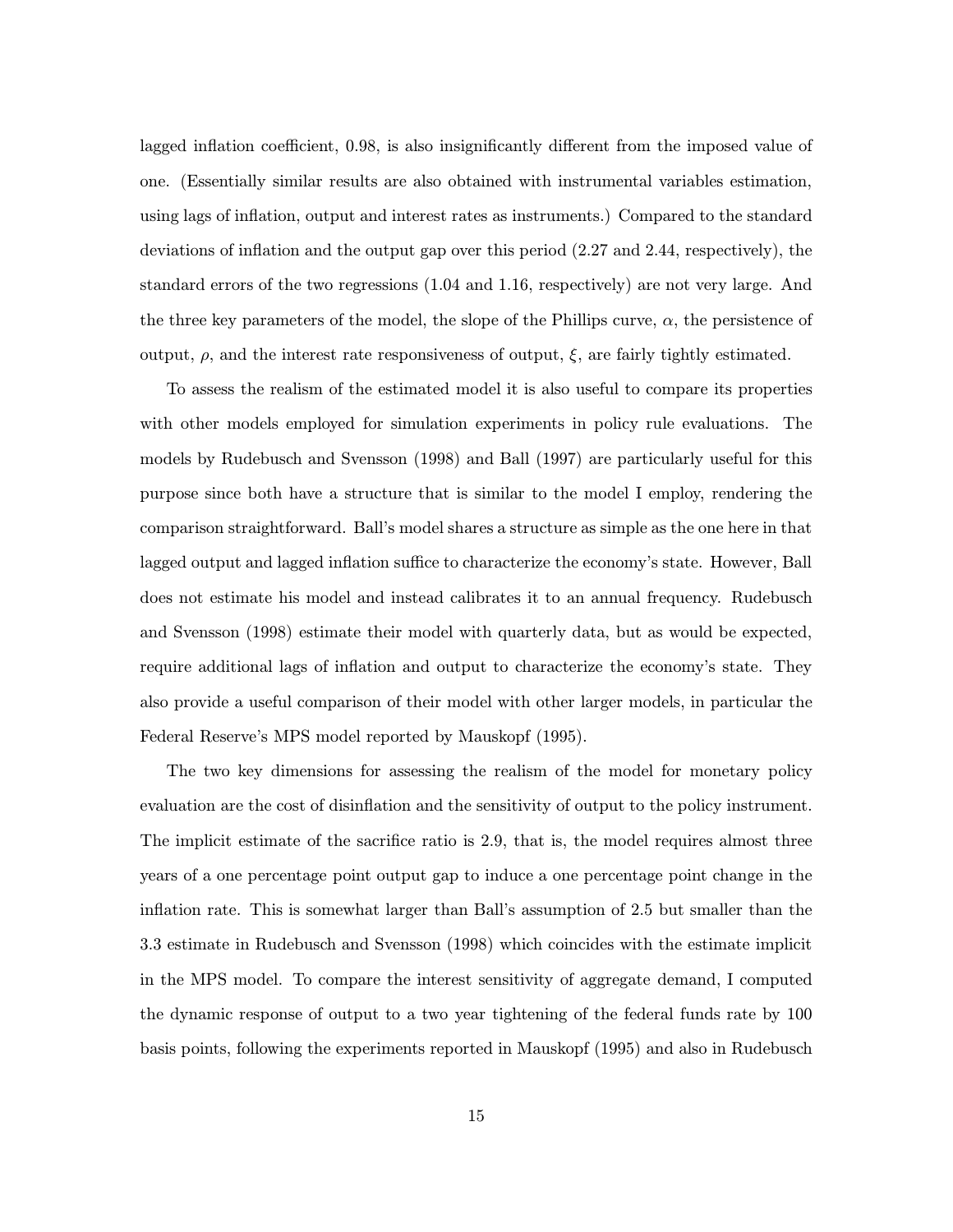lagged inflation coefficient, 0.98, is also insignificantly different from the imposed value of one. (Essentially similar results are also obtained with instrumental variables estimation, using lags of inflation, output and interest rates as instruments.) Compared to the standard deviations of inflation and the output gap over this period (2.27 and 2.44, respectively), the standard errors of the two regressions (1.04 and 1.16, respectively) are not very large. And the three key parameters of the model, the slope of the Phillips curve, $\alpha$, the persistence of output, $\rho$, and the interest rate responsiveness of output, $\xi$, are fairly tightly estimated.

To assess the realism of the estimated model it is also useful to compare its properties with other models employed for simulation experiments in policy rule evaluations. The models by Rudebusch and Svensson (1998) and Ball (1997) are particularly useful for this purpose since both have a structure that is similar to the model I employ, rendering the comparison straightforward. Ball's model shares a structure as simple as the one here in that lagged output and lagged inflation suffice to characterize the economy's state. However, Ball does not estimate his model and instead calibrates it to an annual frequency. Rudebusch and Svensson (1998) estimate their model with quarterly data, but as would be expected, require additional lags of inflation and output to characterize the economy's state. They also provide a useful comparison of their model with other larger models, in particular the Federal Reserve's MPS model reported by Mauskopf (1995).

The two key dimensions for assessing the realism of the model for monetary policy evaluation are the cost of disinflation and the sensitivity of output to the policy instrument. The implicit estimate of the sacrifice ratio is 2.9, that is, the model requires almost three years of a one percentage point output gap to induce a one percentage point change in the inflation rate. This is somewhat larger than Ball's assumption of 2.5 but smaller than the 3.3 estimate in Rudebusch and Svensson (1998) which coincides with the estimate implicit in the MPS model. To compare the interest sensitivity of aggregate demand, I computed the dynamic response of output to a two year tightening of the federal funds rate by 100 basis points, following the experiments reported in Mauskopf (1995) and also in Rudebusch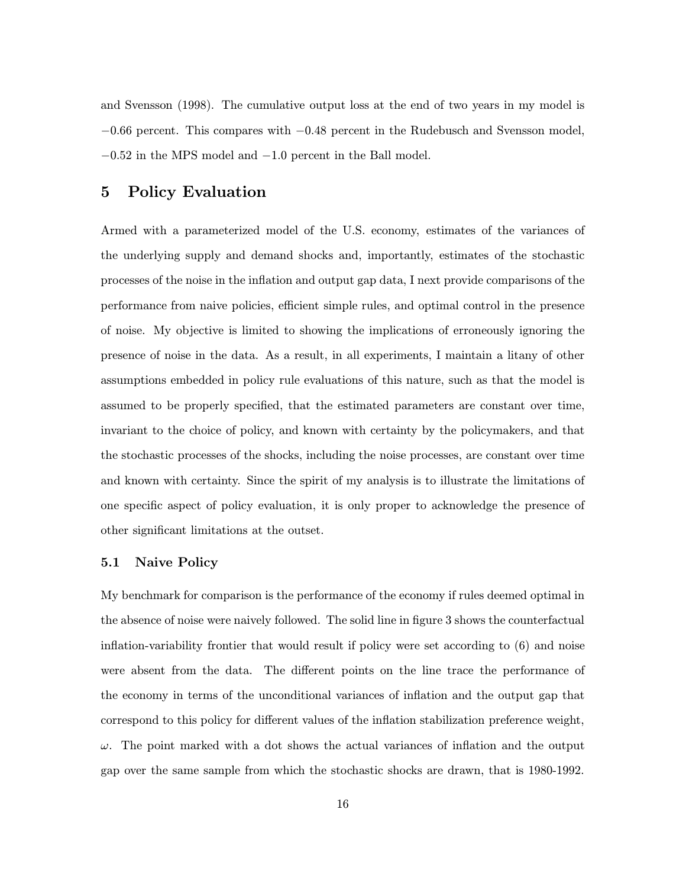and Svensson (1998). The cumulative output loss at the end of two years in my model is $-0.66$ percent. This compares with $-0.48$ percent in the Rudebusch and Svensson model, $-0.52$ in the MPS model and $-1.0$ percent in the Ball model.

# 5 Policy Evaluation

Armed with a parameterized model of the U.S. economy, estimates of the variances of the underlying supply and demand shocks and, importantly, estimates of the stochastic processes of the noise in the inflation and output gap data, I next provide comparisons of the performance from naive policies, efficient simple rules, and optimal control in the presence of noise. My objective is limited to showing the implications of erroneously ignoring the presence of noise in the data. As a result, in all experiments, I maintain a litany of other assumptions embedded in policy rule evaluations of this nature, such as that the model is assumed to be properly specified, that the estimated parameters are constant over time, invariant to the choice of policy, and known with certainty by the policymakers, and that the stochastic processes of the shocks, including the noise processes, are constant over time and known with certainty. Since the spirit of my analysis is to illustrate the limitations of one specific aspect of policy evaluation, it is only proper to acknowledge the presence of other significant limitations at the outset.

## 5.1 Naive Policy

My benchmark for comparison is the performance of the economy if rules deemed optimal in the absence of noise were naively followed. The solid line in figure 3 shows the counterfactual inflation-variability frontier that would result if policy were set according to (6) and noise were absent from the data. The different points on the line trace the performance of the economy in terms of the unconditional variances of inflation and the output gap that correspond to this policy for different values of the inflation stabilization preference weight, $\omega$. The point marked with a dot shows the actual variances of inflation and the output gap over the same sample from which the stochastic shocks are drawn, that is 1980-1992.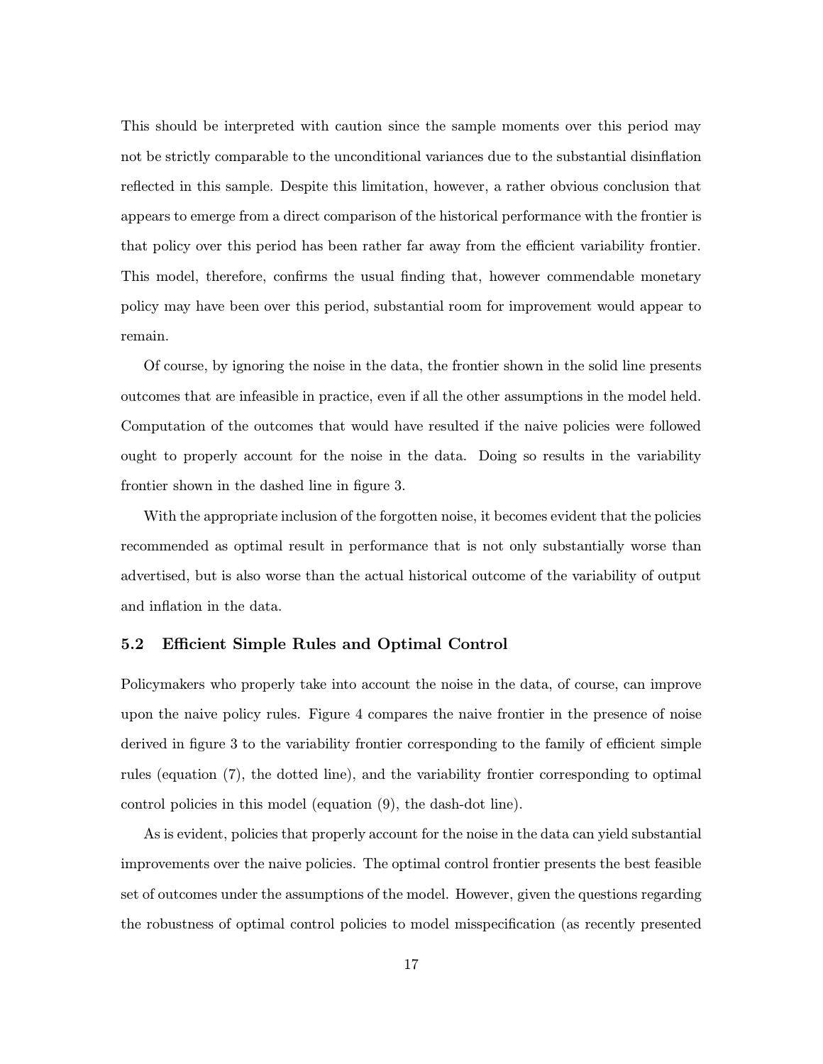This should be interpreted with caution since the sample moments over this period may not be strictly comparable to the unconditional variances due to the substantial disinflation reflected in this sample. Despite this limitation, however, a rather obvious conclusion that appears to emerge from a direct comparison of the historical performance with the frontier is that policy over this period has been rather far away from the efficient variability frontier. This model, therefore, confirms the usual finding that, however commendable monetary policy may have been over this period, substantial room for improvement would appear to remain.

Of course, by ignoring the noise in the data, the frontier shown in the solid line presents outcomes that are infeasible in practice, even if all the other assumptions in the model held. Computation of the outcomes that would have resulted if the naive policies were followed ought to properly account for the noise in the data. Doing so results in the variability frontier shown in the dashed line in figure 3.

With the appropriate inclusion of the forgotten noise, it becomes evident that the policies recommended as optimal result in performance that is not only substantially worse than advertised, but is also worse than the actual historical outcome of the variability of output and inflation in the data.

### 5.2 Efficient Simple Rules and Optimal Control

Policymakers who properly take into account the noise in the data, of course, can improve upon the naive policy rules. Figure 4 compares the naive frontier in the presence of noise derived in figure 3 to the variability frontier corresponding to the family of efficient simple rules (equation (7), the dotted line), and the variability frontier corresponding to optimal control policies in this model (equation (9), the dash-dot line).

As is evident, policies that properly account for the noise in the data can yield substantial improvements over the naive policies. The optimal control frontier presents the best feasible set of outcomes under the assumptions of the model. However, given the questions regarding the robustness of optimal control policies to model misspecification (as recently presented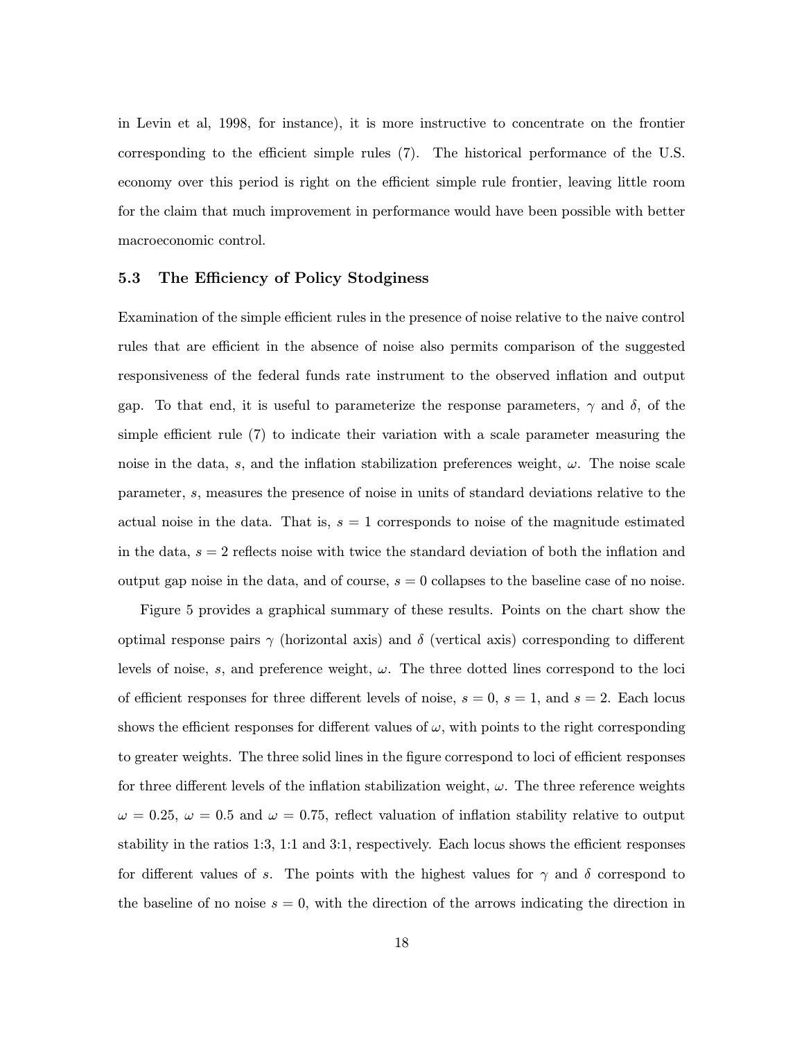in Levin et al, 1998, for instance), it is more instructive to concentrate on the frontier corresponding to the efficient simple rules (7). The historical performance of the U.S. economy over this period is right on the efficient simple rule frontier, leaving little room for the claim that much improvement in performance would have been possible with better macroeconomic control.

### 5.3 The Efficiency of Policy Stodginess

Examination of the simple efficient rules in the presence of noise relative to the naive control rules that are efficient in the absence of noise also permits comparison of the suggested responsiveness of the federal funds rate instrument to the observed inflation and output gap. To that end, it is useful to parameterize the response parameters, $\gamma$ and $\delta$, of the simple efficient rule (7) to indicate their variation with a scale parameter measuring the noise in the data, $s$, and the inflation stabilization preferences weight, $\omega$. The noise scale parameter, $s$, measures the presence of noise in units of standard deviations relative to the actual noise in the data. That is, $s = 1$ corresponds to noise of the magnitude estimated in the data, $s = 2$ reflects noise with twice the standard deviation of both the inflation and output gap noise in the data, and of course, $s = 0$ collapses to the baseline case of no noise.

Figure 5 provides a graphical summary of these results. Points on the chart show the optimal response pairs $\gamma$ (horizontal axis) and $\delta$ (vertical axis) corresponding to different levels of noise, $s$, and preference weight, $\omega$. The three dotted lines correspond to the loci of efficient responses for three different levels of noise, $s = 0$, $s = 1$, and $s = 2$. Each locus shows the efficient responses for different values of $\omega$, with points to the right corresponding to greater weights. The three solid lines in the figure correspond to loci of efficient responses for three different levels of the inflation stabilization weight, $\omega$. The three reference weights $\omega = 0.25$, $\omega = 0.5$ and $\omega = 0.75$, reflect valuation of inflation stability relative to output stability in the ratios 1:3, 1:1 and 3:1, respectively. Each locus shows the efficient responses for different values of $s$. The points with the highest values for $\gamma$ and $\delta$ correspond to the baseline of no noise $s = 0$, with the direction of the arrows indicating the direction in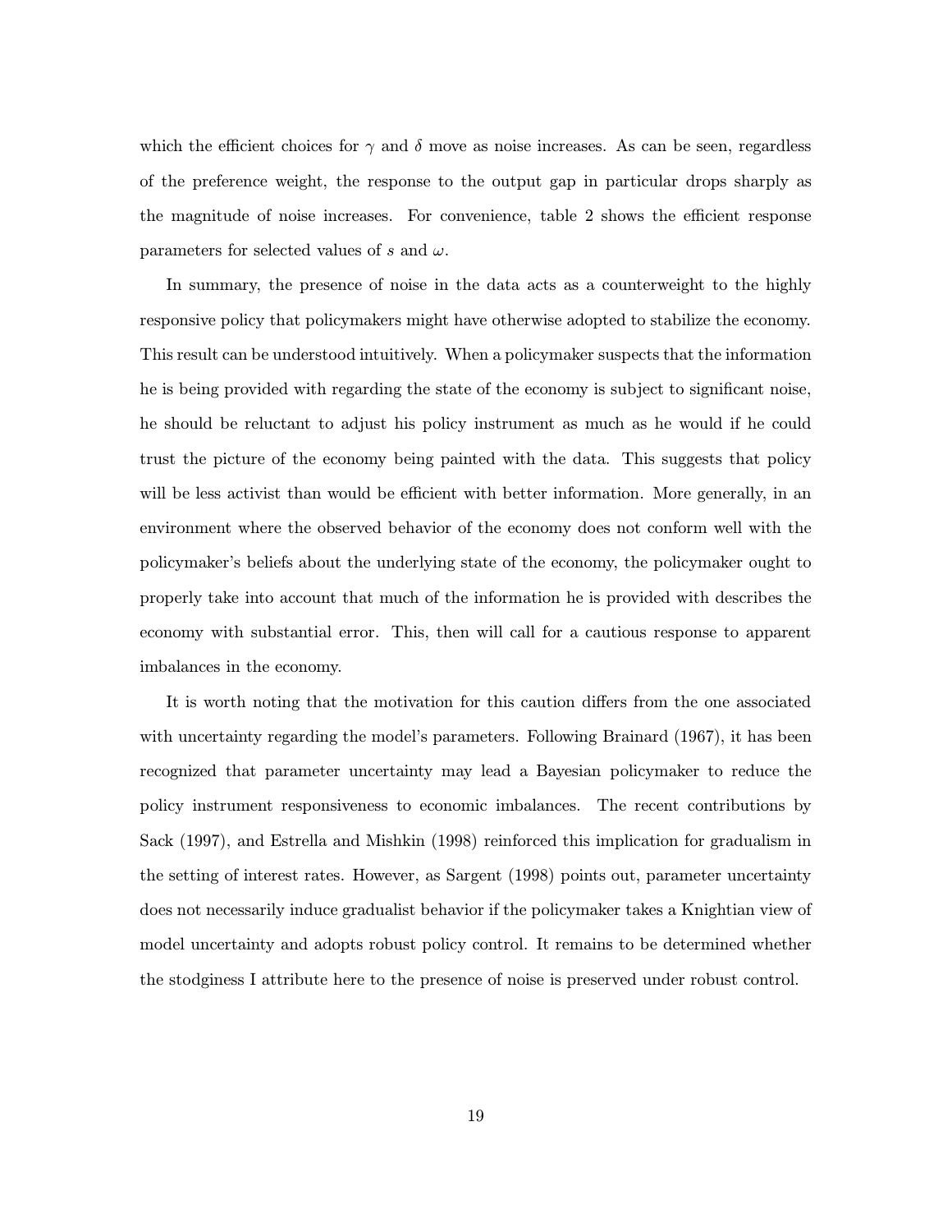which the efficient choices for $\gamma$ and $\delta$ move as noise increases. As can be seen, regardless of the preference weight, the response to the output gap in particular drops sharply as the magnitude of noise increases. For convenience, table 2 shows the efficient response parameters for selected values of $s$ and $\omega$.

In summary, the presence of noise in the data acts as a counterweight to the highly responsive policy that policymakers might have otherwise adopted to stabilize the economy. This result can be understood intuitively. When a policymaker suspects that the information he is being provided with regarding the state of the economy is subject to significant noise, he should be reluctant to adjust his policy instrument as much as he would if he could trust the picture of the economy being painted with the data. This suggests that policy will be less activist than would be efficient with better information. More generally, in an environment where the observed behavior of the economy does not conform well with the policymaker's beliefs about the underlying state of the economy, the policymaker ought to properly take into account that much of the information he is provided with describes the economy with substantial error. This, then will call for a cautious response to apparent imbalances in the economy.

It is worth noting that the motivation for this caution differs from the one associated with uncertainty regarding the model's parameters. Following Brainard (1967), it has been recognized that parameter uncertainty may lead a Bayesian policymaker to reduce the policy instrument responsiveness to economic imbalances. The recent contributions by Sack (1997), and Estrella and Mishkin (1998) reinforced this implication for gradualism in the setting of interest rates. However, as Sargent (1998) points out, parameter uncertainty does not necessarily induce gradualist behavior if the policymaker takes a Knightian view of model uncertainty and adopts robust policy control. It remains to be determined whether the stodginess I attribute here to the presence of noise is preserved under robust control.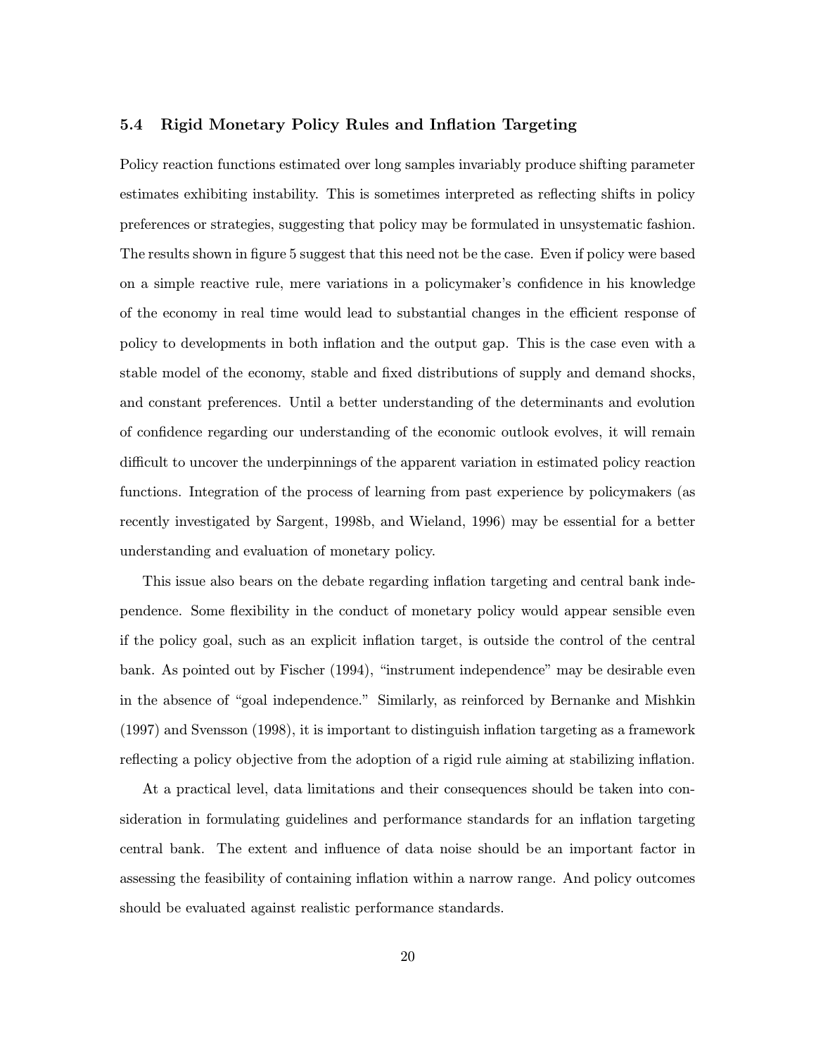### 5.4 Rigid Monetary Policy Rules and Inflation Targeting

Policy reaction functions estimated over long samples invariably produce shifting parameter estimates exhibiting instability. This is sometimes interpreted as reflecting shifts in policy preferences or strategies, suggesting that policy may be formulated in unsystematic fashion. The results shown in figure 5 suggest that this need not be the case. Even if policy were based on a simple reactive rule, mere variations in a policymaker's confidence in his knowledge of the economy in real time would lead to substantial changes in the efficient response of policy to developments in both inflation and the output gap. This is the case even with a stable model of the economy, stable and fixed distributions of supply and demand shocks, and constant preferences. Until a better understanding of the determinants and evolution of confidence regarding our understanding of the economic outlook evolves, it will remain difficult to uncover the underpinnings of the apparent variation in estimated policy reaction functions. Integration of the process of learning from past experience by policymakers (as recently investigated by Sargent, 1998b, and Wieland, 1996) may be essential for a better understanding and evaluation of monetary policy.

This issue also bears on the debate regarding inflation targeting and central bank independence. Some flexibility in the conduct of monetary policy would appear sensible even if the policy goal, such as an explicit inflation target, is outside the control of the central bank. As pointed out by Fischer (1994), "instrument independence" may be desirable even in the absence of "goal independence." Similarly, as reinforced by Bernanke and Mishkin (1997) and Svensson (1998), it is important to distinguish inflation targeting as a framework reflecting a policy objective from the adoption of a rigid rule aiming at stabilizing inflation.

At a practical level, data limitations and their consequences should be taken into consideration in formulating guidelines and performance standards for an inflation targeting central bank. The extent and influence of data noise should be an important factor in assessing the feasibility of containing inflation within a narrow range. And policy outcomes should be evaluated against realistic performance standards.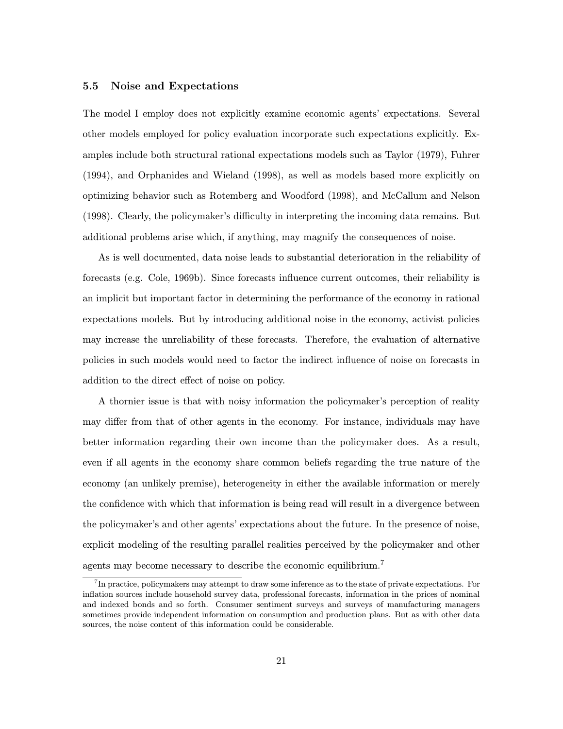### 5.5 Noise and Expectations

The model I employ does not explicitly examine economic agents' expectations. Several other models employed for policy evaluation incorporate such expectations explicitly. Examples include both structural rational expectations models such as Taylor (1979), Fuhrer (1994), and Orphanides and Wieland (1998), as well as models based more explicitly on optimizing behavior such as Rotemberg and Woodford (1998), and McCallum and Nelson (1998). Clearly, the policymaker's difficulty in interpreting the incoming data remains. But additional problems arise which, if anything, may magnify the consequences of noise.

As is well documented, data noise leads to substantial deterioration in the reliability of forecasts (e.g. Cole, 1969b). Since forecasts influence current outcomes, their reliability is an implicit but important factor in determining the performance of the economy in rational expectations models. But by introducing additional noise in the economy, activist policies may increase the unreliability of these forecasts. Therefore, the evaluation of alternative policies in such models would need to factor the indirect influence of noise on forecasts in addition to the direct effect of noise on policy.

A thornier issue is that with noisy information the policymaker's perception of reality may differ from that of other agents in the economy. For instance, individuals may have better information regarding their own income than the policymaker does. As a result, even if all agents in the economy share common beliefs regarding the true nature of the economy (an unlikely premise), heterogeneity in either the available information or merely the confidence with which that information is being read will result in a divergence between the policymaker's and other agents' expectations about the future. In the presence of noise, explicit modeling of the resulting parallel realities perceived by the policymaker and other agents may become necessary to describe the economic equilibrium.[7]

[7] In practice, policymakers may attempt to draw some inference as to the state of private expectations. For inflation sources include household survey data, professional forecasts, information in the prices of nominal and indexed bonds and so forth. Consumer sentiment surveys and surveys of manufacturing managers sometimes provide independent information on consumption and production plans. But as with other data sources, the noise content of this information could be considerable.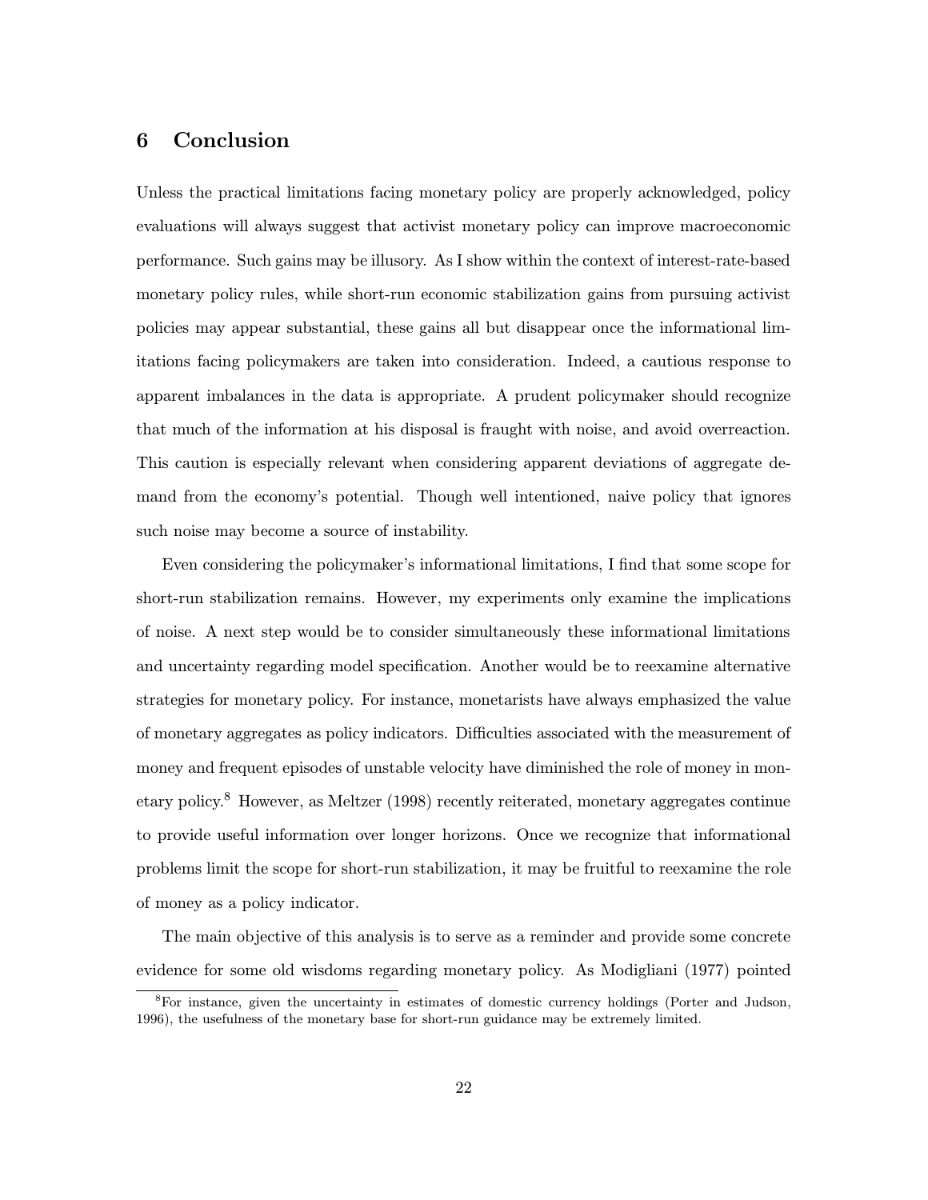# 6 Conclusion

Unless the practical limitations facing monetary policy are properly acknowledged, policy evaluations will always suggest that activist monetary policy can improve macroeconomic performance. Such gains may be illusory. As I show within the context of interest-rate-based monetary policy rules, while short-run economic stabilization gains from pursuing activist policies may appear substantial, these gains all but disappear once the informational limitations facing policymakers are taken into consideration. Indeed, a cautious response to apparent imbalances in the data is appropriate. A prudent policymaker should recognize that much of the information at his disposal is fraught with noise, and avoid overreaction. This caution is especially relevant when considering apparent deviations of aggregate demand from the economy's potential. Though well intentioned, naive policy that ignores such noise may become a source of instability.

Even considering the policymaker's informational limitations, I find that some scope for short-run stabilization remains. However, my experiments only examine the implications of noise. A next step would be to consider simultaneously these informational limitations and uncertainty regarding model specification. Another would be to reexamine alternative strategies for monetary policy. For instance, monetarists have always emphasized the value of monetary aggregates as policy indicators. Difficulties associated with the measurement of money and frequent episodes of unstable velocity have diminished the role of money in monetary policy.[8] However, as Meltzer (1998) recently reiterated, monetary aggregates continue to provide useful information over longer horizons. Once we recognize that informational problems limit the scope for short-run stabilization, it may be fruitful to reexamine the role of money as a policy indicator.

The main objective of this analysis is to serve as a reminder and provide some concrete evidence for some old wisdoms regarding monetary policy. As Modigliani (1977) pointed

[8] For instance, given the uncertainty in estimates of domestic currency holdings (Porter and Judson, 1996), the usefulness of the monetary base for short-run guidance may be extremely limited.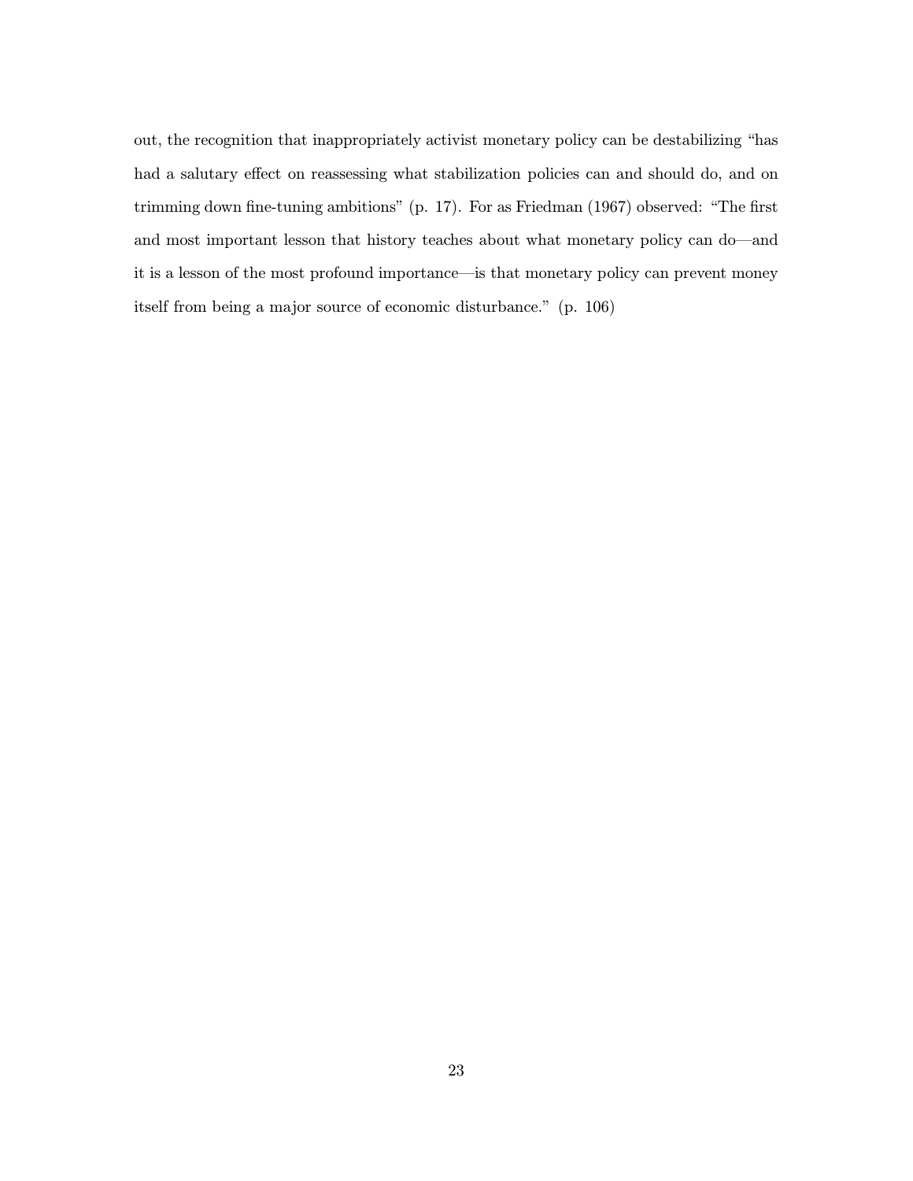out, the recognition that inappropriately activist monetary policy can be destabilizing "has had a salutary effect on reassessing what stabilization policies can and should do, and on trimming down fine-tuning ambitions" (p. 17). For as Friedman (1967) observed: "The first and most important lesson that history teaches about what monetary policy can do—and it is a lesson of the most profound importance—is that monetary policy can prevent money itself from being a major source of economic disturbance." (p. 106)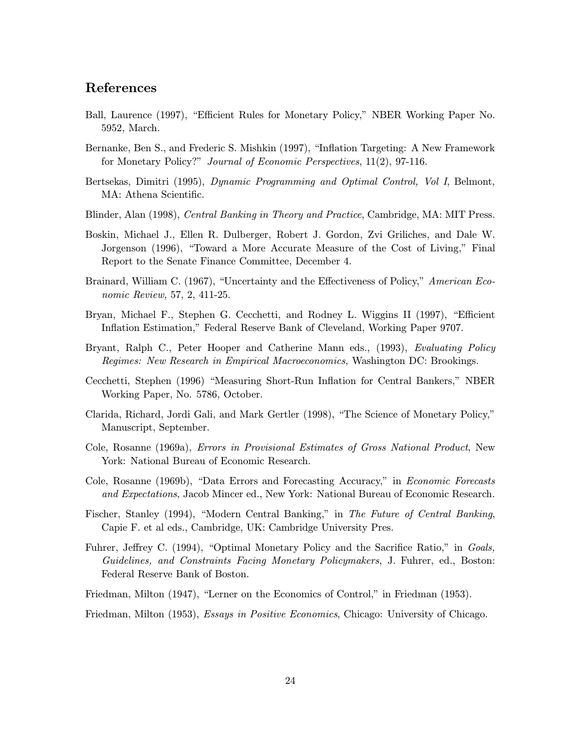## References

Ball, Laurence (1997), "Efficient Rules for Monetary Policy," NBER Working Paper No. 5952, March.

Bernanke, Ben S., and Frederic S. Mishkin (1997), "Inflation Targeting: A New Framework for Monetary Policy?" *Journal of Economic Perspectives*, 11(2), 97-116.

Bertsekas, Dimitri (1995), *Dynamic Programming and Optimal Control, Vol I*, Belmont, MA: Athena Scientific.

Blinder, Alan (1998), *Central Banking in Theory and Practice*, Cambridge, MA: MIT Press.

Boskin, Michael J., Ellen R. Dulberger, Robert J. Gordon, Zvi Griliches, and Dale W. Jorgenson (1996), "Toward a More Accurate Measure of the Cost of Living," Final Report to the Senate Finance Committee, December 4.

Brainard, William C. (1967), "Uncertainty and the Effectiveness of Policy," *American Economic Review,* 57, 2, 411-25.

Bryan, Michael F., Stephen G. Cecchetti, and Rodney L. Wiggins II (1997), "Efficient Inflation Estimation," Federal Reserve Bank of Cleveland, Working Paper 9707.

Bryant, Ralph C., Peter Hooper and Catherine Mann eds., (1993), *Evaluating Policy Regimes: New Research in Empirical Macroeconomics*, Washington DC: Brookings.

Cecchetti, Stephen (1996) "Measuring Short-Run Inflation for Central Bankers," NBER Working Paper, No. 5786, October.

Clarida, Richard, Jordi Gali, and Mark Gertler (1998), "The Science of Monetary Policy," Manuscript, September.

Cole, Rosanne (1969a), *Errors in Provisional Estimates of Gross National Product*, New York: National Bureau of Economic Research.

Cole, Rosanne (1969b), "Data Errors and Forecasting Accuracy," in *Economic Forecasts and Expectations*, Jacob Mincer ed., New York: National Bureau of Economic Research.

Fischer, Stanley (1994), "Modern Central Banking," in *The Future of Central Banking*, Capie F. et al eds., Cambridge, UK: Cambridge University Pres.

Fuhrer, Jeffrey C. (1994), "Optimal Monetary Policy and the Sacrifice Ratio," in *Goals, Guidelines, and Constraints Facing Monetary Policymakers*, J. Fuhrer, ed., Boston: Federal Reserve Bank of Boston.

Friedman, Milton (1947), "Lerner on the Economics of Control," in Friedman (1953).

Friedman, Milton (1953), *Essays in Positive Economics*, Chicago: University of Chicago.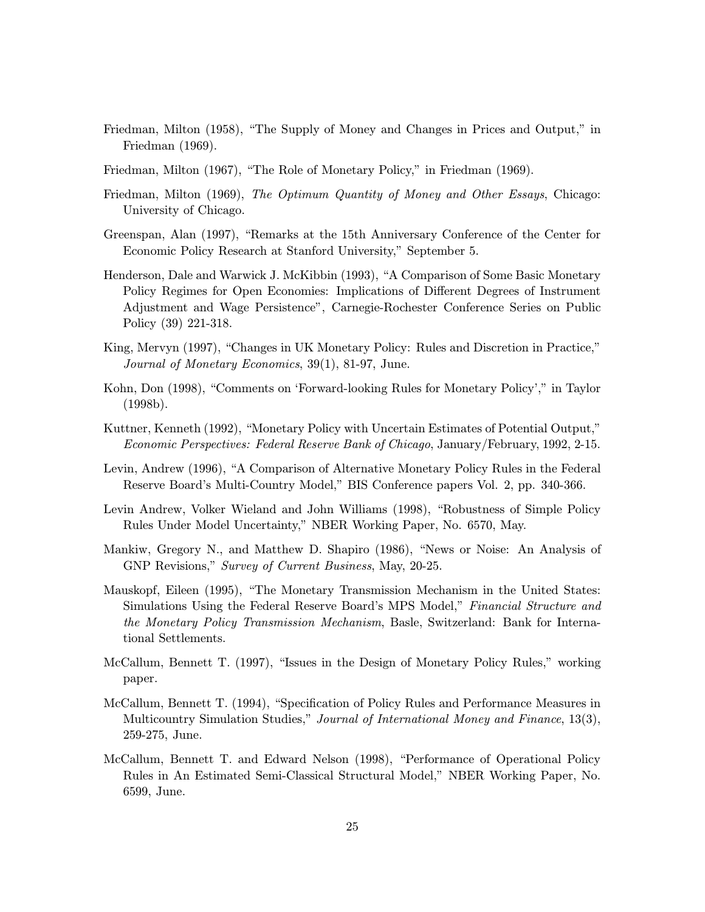Friedman, Milton (1958), "The Supply of Money and Changes in Prices and Output," in Friedman (1969).

Friedman, Milton (1967), "The Role of Monetary Policy," in Friedman (1969).

Friedman, Milton (1969), *The Optimum Quantity of Money and Other Essays*, Chicago: University of Chicago.

Greenspan, Alan (1997), "Remarks at the 15th Anniversary Conference of the Center for Economic Policy Research at Stanford University," September 5.

Henderson, Dale and Warwick J. McKibbin (1993), "A Comparison of Some Basic Monetary Policy Regimes for Open Economies: Implications of Different Degrees of Instrument Adjustment and Wage Persistence", Carnegie-Rochester Conference Series on Public Policy (39) 221-318.

King, Mervyn (1997), "Changes in UK Monetary Policy: Rules and Discretion in Practice," *Journal of Monetary Economics*, 39(1), 81-97, June.

Kohn, Don (1998), "Comments on 'Forward-looking Rules for Monetary Policy'," in Taylor (1998b).

Kuttner, Kenneth (1992), "Monetary Policy with Uncertain Estimates of Potential Output," *Economic Perspectives: Federal Reserve Bank of Chicago*, January/February, 1992, 2-15.

Levin, Andrew (1996), "A Comparison of Alternative Monetary Policy Rules in the Federal Reserve Board's Multi-Country Model," BIS Conference papers Vol. 2, pp. 340-366.

Levin Andrew, Volker Wieland and John Williams (1998), "Robustness of Simple Policy Rules Under Model Uncertainty," NBER Working Paper, No. 6570, May.

Mankiw, Gregory N., and Matthew D. Shapiro (1986), "News or Noise: An Analysis of GNP Revisions," *Survey of Current Business*, May, 20-25.

Mauskopf, Eileen (1995), "The Monetary Transmission Mechanism in the United States: Simulations Using the Federal Reserve Board's MPS Model," *Financial Structure and the Monetary Policy Transmission Mechanism*, Basle, Switzerland: Bank for International Settlements.

McCallum, Bennett T. (1997), "Issues in the Design of Monetary Policy Rules," working paper.

McCallum, Bennett T. (1994), "Specification of Policy Rules and Performance Measures in Multicountry Simulation Studies," *Journal of International Money and Finance*, 13(3), 259-275, June.

McCallum, Bennett T. and Edward Nelson (1998), "Performance of Operational Policy Rules in An Estimated Semi-Classical Structural Model," NBER Working Paper, No. 6599, June.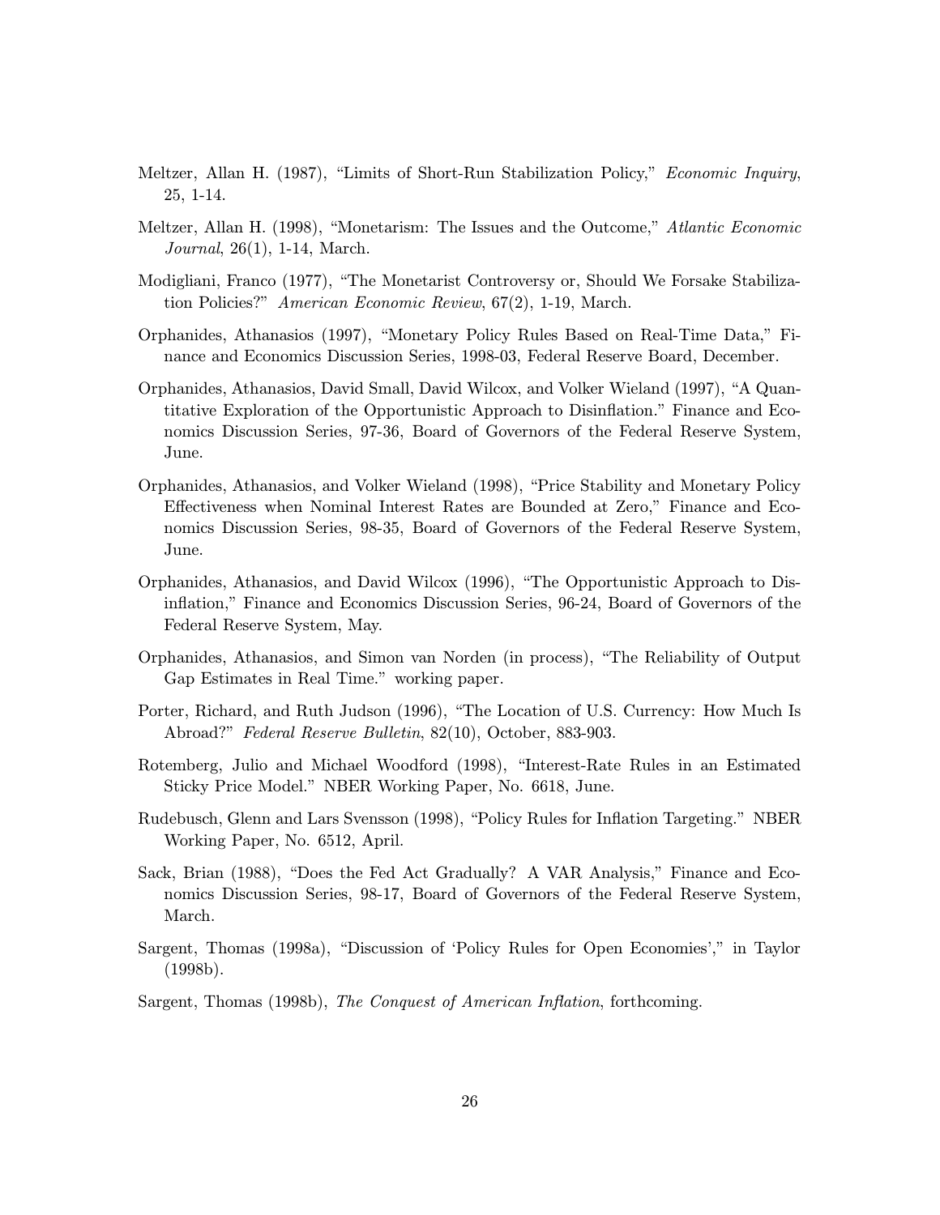Meltzer, Allan H. (1987), "Limits of Short-Run Stabilization Policy," *Economic Inquiry*, 25, 1-14.

Meltzer, Allan H. (1998), "Monetarism: The Issues and the Outcome," *Atlantic Economic Journal*, 26(1), 1-14, March.

Modigliani, Franco (1977), "The Monetarist Controversy or, Should We Forsake Stabilization Policies?" *American Economic Review*, 67(2), 1-19, March.

Orphanides, Athanasios (1997), "Monetary Policy Rules Based on Real-Time Data," Finance and Economics Discussion Series, 1998-03, Federal Reserve Board, December.

Orphanides, Athanasios, David Small, David Wilcox, and Volker Wieland (1997), "A Quantitative Exploration of the Opportunistic Approach to Disinflation." Finance and Economics Discussion Series, 97-36, Board of Governors of the Federal Reserve System, June.

Orphanides, Athanasios, and Volker Wieland (1998), "Price Stability and Monetary Policy Effectiveness when Nominal Interest Rates are Bounded at Zero," Finance and Economics Discussion Series, 98-35, Board of Governors of the Federal Reserve System, June.

Orphanides, Athanasios, and David Wilcox (1996), "The Opportunistic Approach to Disinflation," Finance and Economics Discussion Series, 96-24, Board of Governors of the Federal Reserve System, May.

Orphanides, Athanasios, and Simon van Norden (in process), "The Reliability of Output Gap Estimates in Real Time." working paper.

Porter, Richard, and Ruth Judson (1996), "The Location of U.S. Currency: How Much Is Abroad?" *Federal Reserve Bulletin*, 82(10), October, 883-903.

Rotemberg, Julio and Michael Woodford (1998), "Interest-Rate Rules in an Estimated Sticky Price Model." NBER Working Paper, No. 6618, June.

Rudebusch, Glenn and Lars Svensson (1998), "Policy Rules for Inflation Targeting." NBER Working Paper, No. 6512, April.

Sack, Brian (1988), "Does the Fed Act Gradually? A VAR Analysis," Finance and Economics Discussion Series, 98-17, Board of Governors of the Federal Reserve System, March.

Sargent, Thomas (1998a), "Discussion of 'Policy Rules for Open Economies'," in Taylor (1998b).

Sargent, Thomas (1998b), *The Conquest of American Inflation*, forthcoming.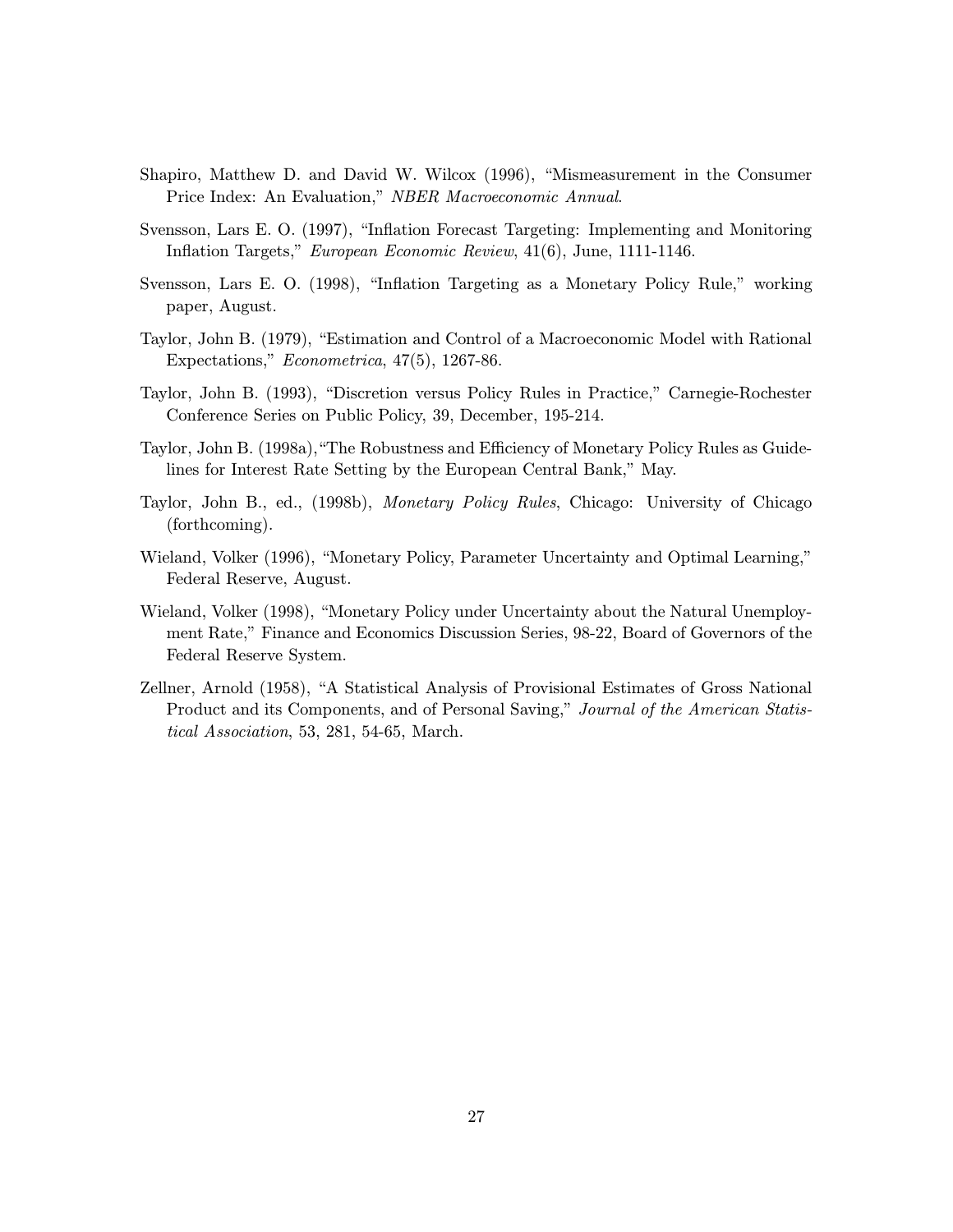Shapiro, Matthew D. and David W. Wilcox (1996), "Mismeasurement in the Consumer Price Index: An Evaluation," *NBER Macroeconomic Annual*.

Svensson, Lars E. O. (1997), "Inflation Forecast Targeting: Implementing and Monitoring Inflation Targets," *European Economic Review*, 41(6), June, 1111-1146.

Svensson, Lars E. O. (1998), "Inflation Targeting as a Monetary Policy Rule," working paper, August.

Taylor, John B. (1979), "Estimation and Control of a Macroeconomic Model with Rational Expectations," *Econometrica*, 47(5), 1267-86.

Taylor, John B. (1993), "Discretion versus Policy Rules in Practice," Carnegie-Rochester Conference Series on Public Policy, 39, December, 195-214.

Taylor, John B. (1998a), "The Robustness and Efficiency of Monetary Policy Rules as Guidelines for Interest Rate Setting by the European Central Bank," May.

Taylor, John B., ed., (1998b), *Monetary Policy Rules*, Chicago: University of Chicago (forthcoming).

Wieland, Volker (1996), "Monetary Policy, Parameter Uncertainty and Optimal Learning," Federal Reserve, August.

Wieland, Volker (1998), "Monetary Policy under Uncertainty about the Natural Unemployment Rate," Finance and Economics Discussion Series, 98-22, Board of Governors of the Federal Reserve System.

Zellner, Arnold (1958), "A Statistical Analysis of Provisional Estimates of Gross National Product and its Components, and of Personal Saving," *Journal of the American Statistical Association*, 53, 281, 54-65, March.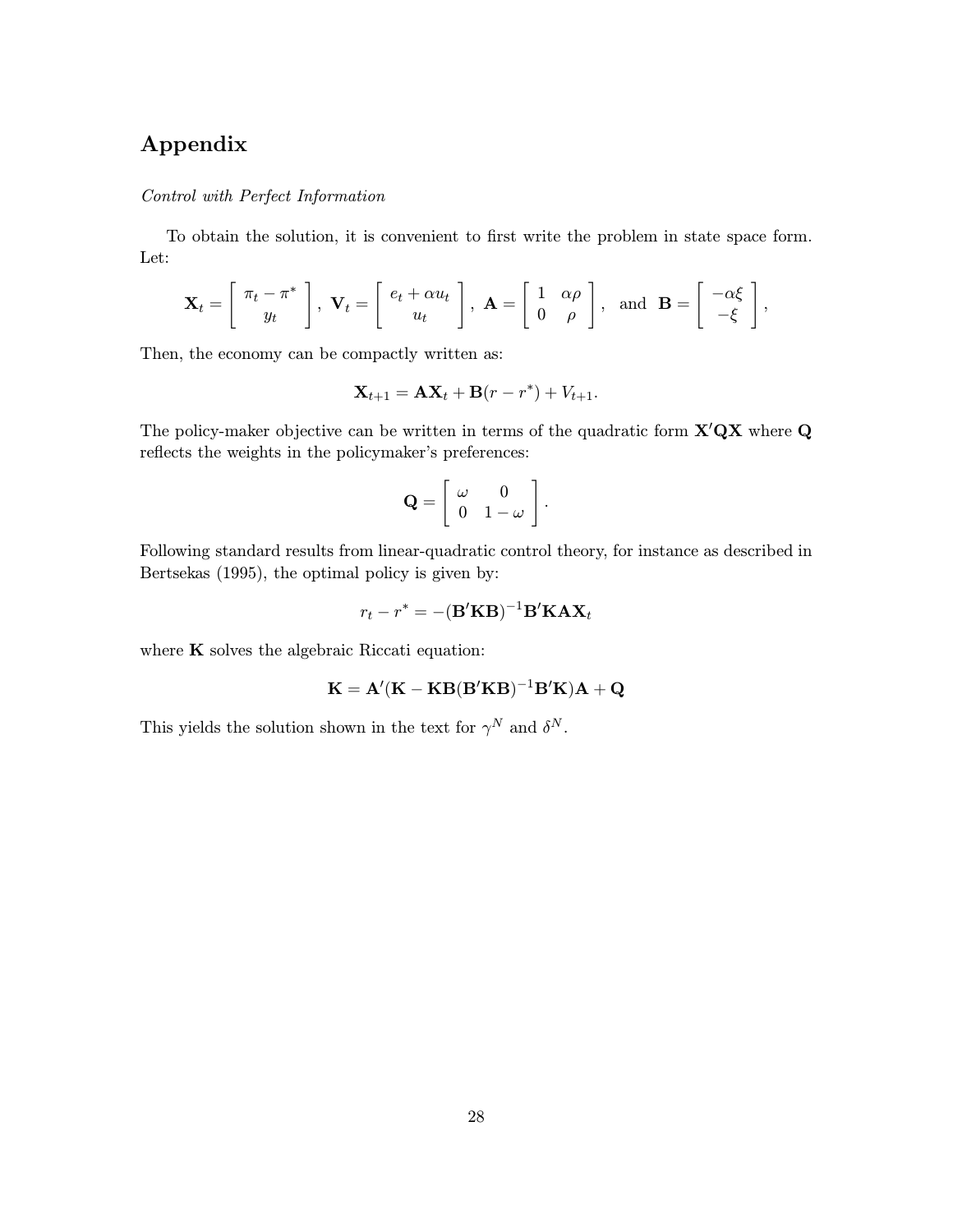# Appendix

*Control with Perfect Information*

To obtain the solution, it is convenient to first write the problem in state space form. Let:

$$\mathbf{X}_t = \begin{bmatrix} \pi_t - \pi^* \\ y_t \end{bmatrix}, \ \mathbf{V}_t = \begin{bmatrix} e_t + \alpha u_t \\ u_t \end{bmatrix}, \ \mathbf{A} = \begin{bmatrix} 1 & \alpha\rho \\ 0 & \rho \end{bmatrix}, \ \text{ and } \ \mathbf{B} = \begin{bmatrix} -\alpha\xi \\ -\xi \end{bmatrix},$$

Then, the economy can be compactly written as:

$$\mathbf{X}_{t+1} = \mathbf{A}\mathbf{X}_t + \mathbf{B}(r - r^*) + V_{t+1}.$$

The policy-maker objective can be written in terms of the quadratic form $\mathbf{X}'\mathbf{Q}\mathbf{X}$ where $\mathbf{Q}$ reflects the weights in the policymaker's preferences:

$$\mathbf{Q} = \begin{bmatrix} \omega & 0 \\ 0 & 1-\omega \end{bmatrix}.$$

Following standard results from linear-quadratic control theory, for instance as described in Bertsekas (1995), the optimal policy is given by:

$$r_t - r^* = -(\mathbf{B}'\mathbf{K}\mathbf{B})^{-1}\mathbf{B}'\mathbf{K}\mathbf{A}\mathbf{X}_t$$

where $\mathbf{K}$ solves the algebraic Riccati equation:

$$\mathbf{K} = \mathbf{A}'(\mathbf{K} - \mathbf{K}\mathbf{B}(\mathbf{B}'\mathbf{K}\mathbf{B})^{-1}\mathbf{B}'\mathbf{K})\mathbf{A} + \mathbf{Q}$$

This yields the solution shown in the text for $\gamma^N$ and $\delta^N$.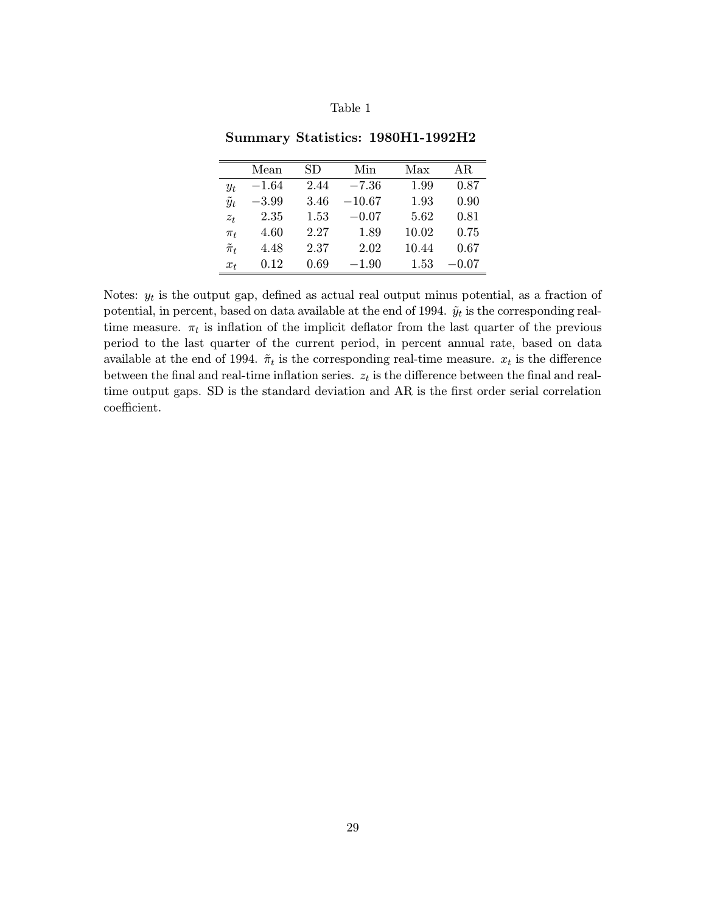Table 1

**Summary Statistics: 1980H1-1992H2**

| | Mean | SD | Min | Max | AR |
|---|---|---|---|---|---|
| $y_t$ | $-1.64$ | 2.44 | $-7.36$ | 1.99 | 0.87 |
| $\tilde{y}_t$ | $-3.99$ | 3.46 | $-10.67$ | 1.93 | 0.90 |
| $z_t$ | 2.35 | 1.53 | $-0.07$ | 5.62 | 0.81 |
| $\pi_t$ | 4.60 | 2.27 | 1.89 | 10.02 | 0.75 |
| $\tilde{\pi}_t$ | 4.48 | 2.37 | 2.02 | 10.44 | 0.67 |
| $x_t$ | 0.12 | 0.69 | $-1.90$ | 1.53 | $-0.07$ |

Notes: $y_t$ is the output gap, defined as actual real output minus potential, as a fraction of potential, in percent, based on data available at the end of 1994. $\tilde{y}_t$ is the corresponding real-time measure. $\pi_t$ is inflation of the implicit deflator from the last quarter of the previous period to the last quarter of the current period, in percent annual rate, based on data available at the end of 1994. $\tilde{\pi}_t$ is the corresponding real-time measure. $x_t$ is the difference between the final and real-time inflation series. $z_t$ is the difference between the final and real-time output gaps. SD is the standard deviation and AR is the first order serial correlation coefficient.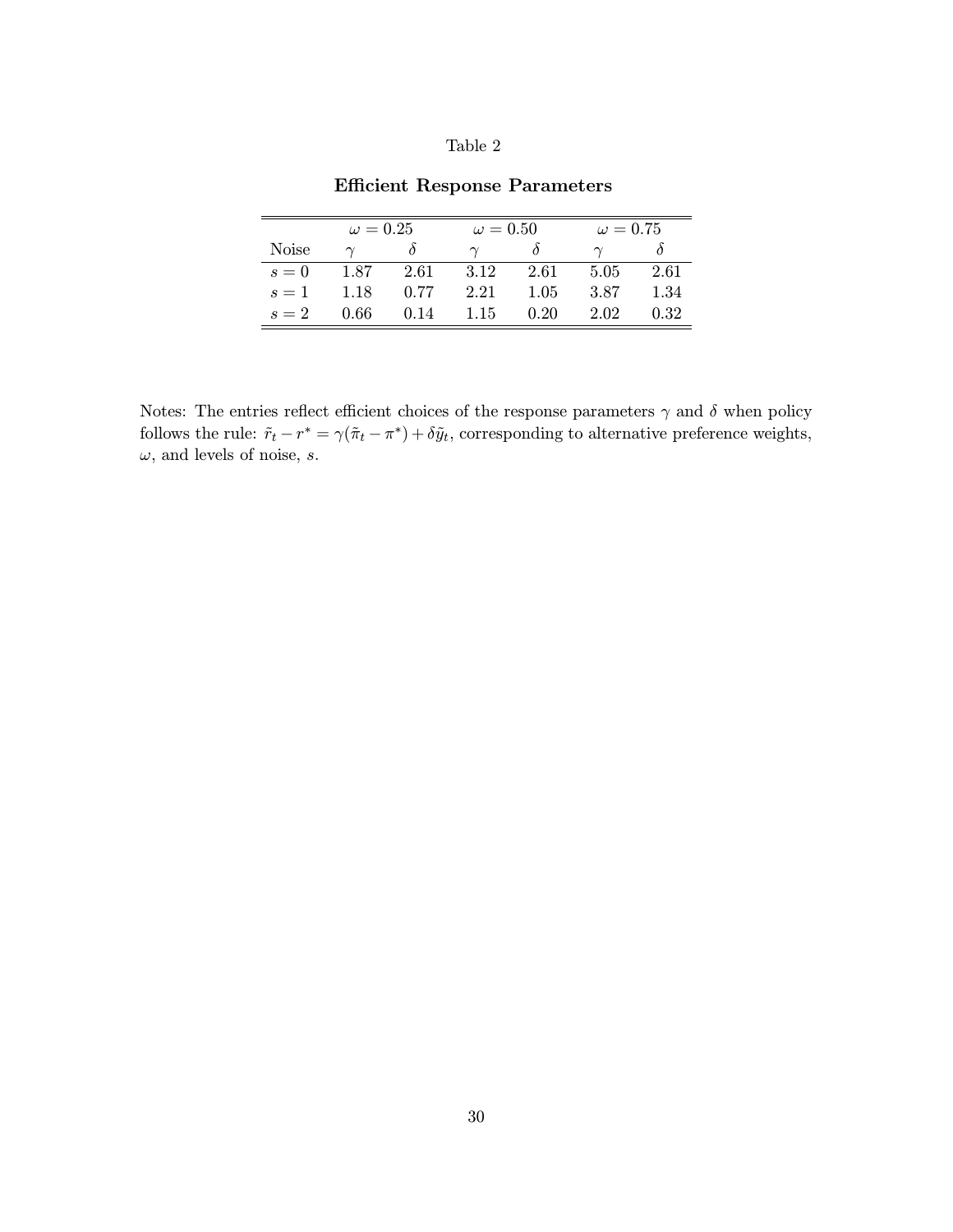Table 2

**Efficient Response Parameters**

| | $\omega = 0.25$ | | $\omega = 0.50$ | | $\omega = 0.75$ | |
|---|---|---|---|---|---|---|
| Noise | $\gamma$ | $\delta$ | $\gamma$ | $\delta$ | $\gamma$ | $\delta$ |
| $s = 0$ | 1.87 | 2.61 | 3.12 | 2.61 | 5.05 | 2.61 |
| $s = 1$ | 1.18 | 0.77 | 2.21 | 1.05 | 3.87 | 1.34 |
| $s = 2$ | 0.66 | 0.14 | 1.15 | 0.20 | 2.02 | 0.32 |

Notes: The entries reflect efficient choices of the response parameters $\gamma$ and $\delta$ when policy follows the rule: $\tilde{r}_t - r^* = \gamma(\tilde{\pi}_t - \pi^*) + \delta\tilde{y}_t$, corresponding to alternative preference weights, $\omega$, and levels of noise, $s$.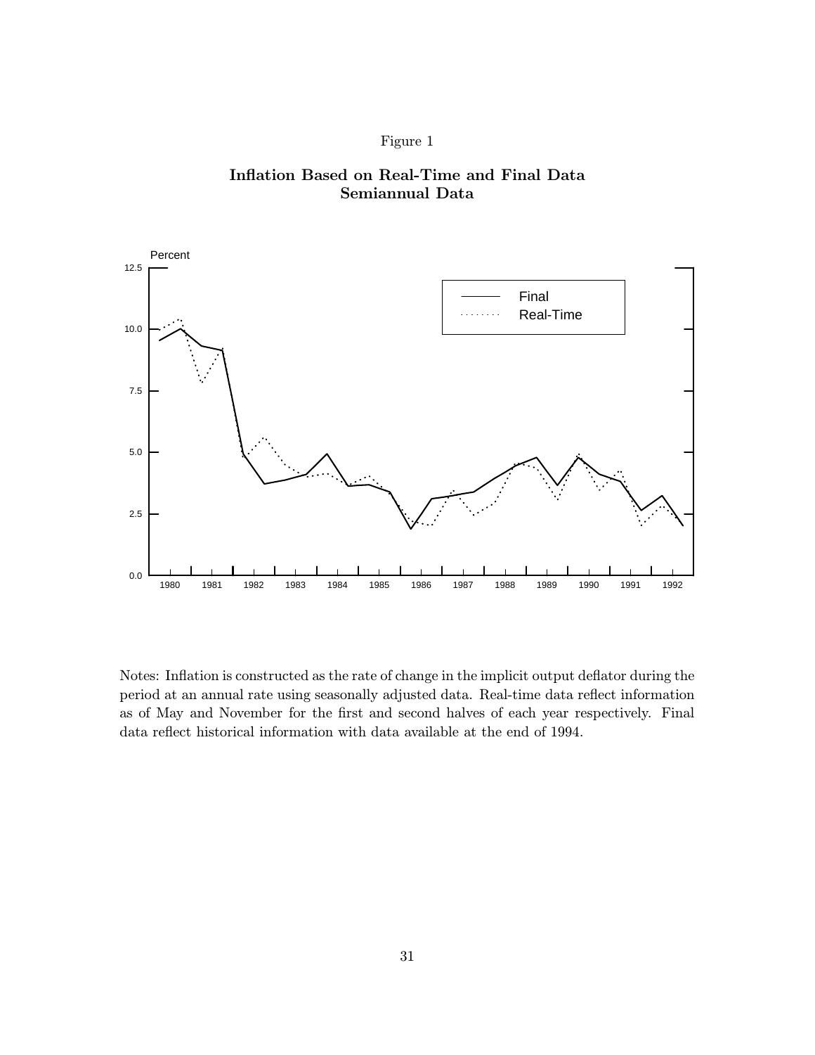Figure 1

**Inflation Based on Real-Time and Final Data**
**Semiannual Data**

Notes: Inflation is constructed as the rate of change in the implicit output deflator during the period at an annual rate using seasonally adjusted data. Real-time data reflect information as of May and November for the first and second halves of each year respectively. Final data reflect historical information with data available at the end of 1994.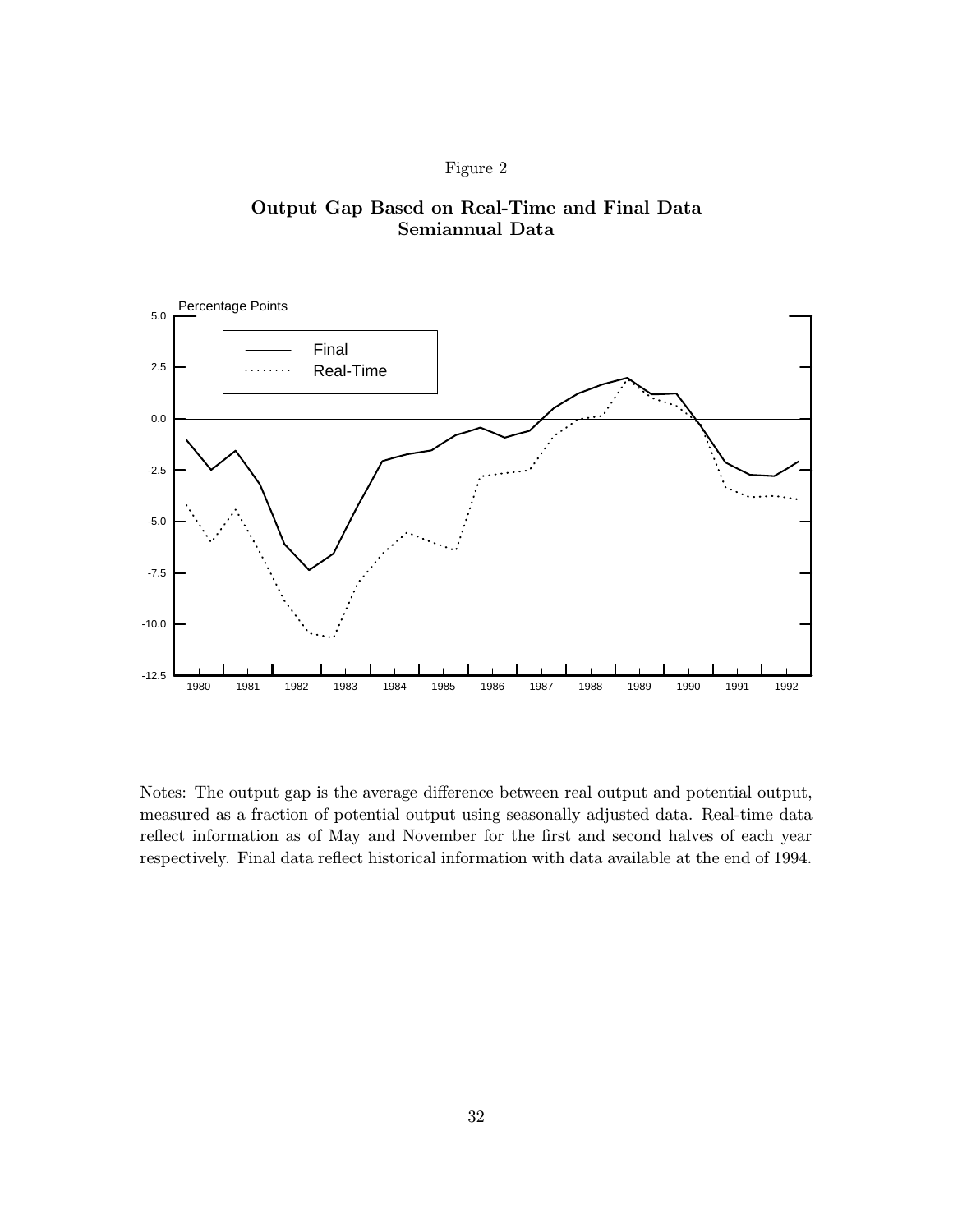Figure 2

**Output Gap Based on Real-Time and Final Data**
**Semiannual Data**

Notes: The output gap is the average difference between real output and potential output, measured as a fraction of potential output using seasonally adjusted data. Real-time data reflect information as of May and November for the first and second halves of each year respectively. Final data reflect historical information with data available at the end of 1994.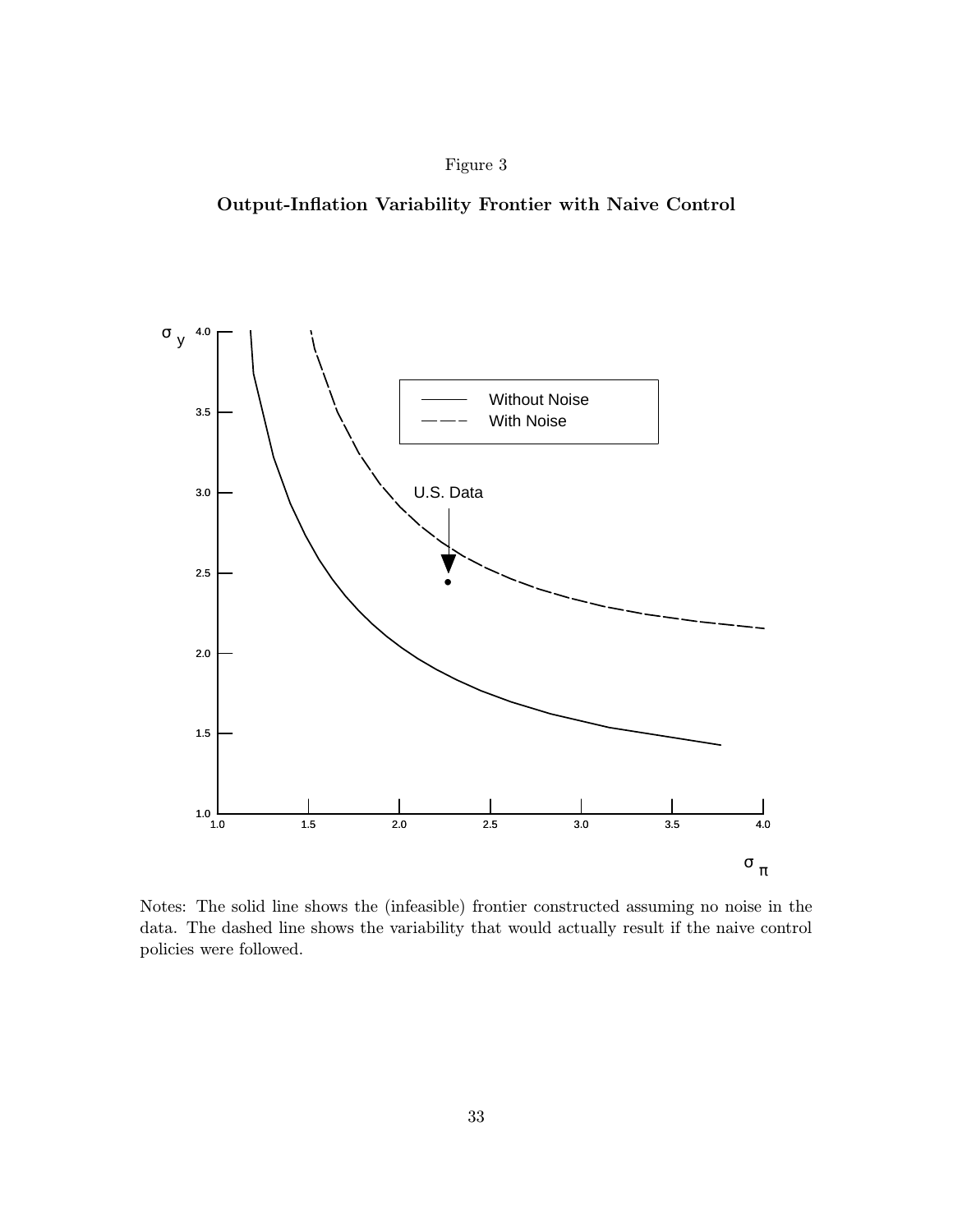Figure 3

**Output-Inflation Variability Frontier with Naive Control**

Notes: The solid line shows the (infeasible) frontier constructed assuming no noise in the data. The dashed line shows the variability that would actually result if the naive control policies were followed.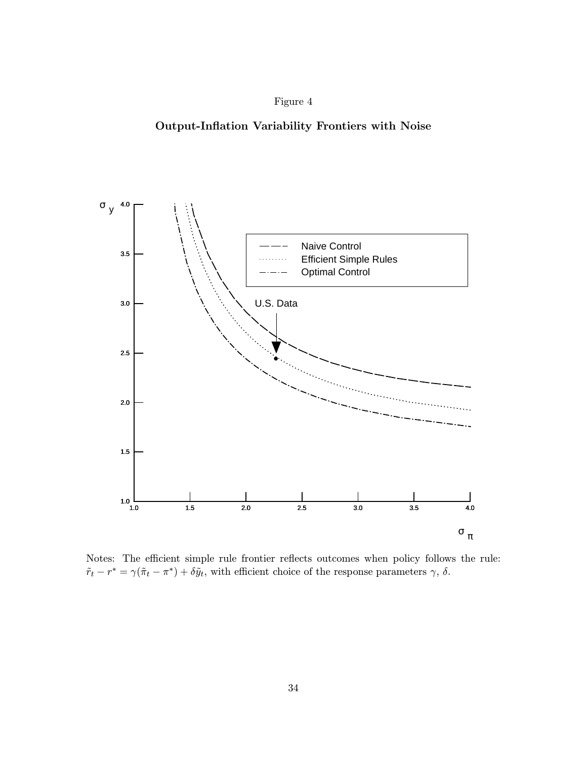Figure 4

**Output-Inflation Variability Frontiers with Noise**

Notes: The efficient simple rule frontier reflects outcomes when policy follows the rule: $\tilde{r}_t - r^* = \gamma(\tilde{\pi}_t - \pi^*) + \delta \tilde{y}_t$, with efficient choice of the response parameters $\gamma$, $\delta$.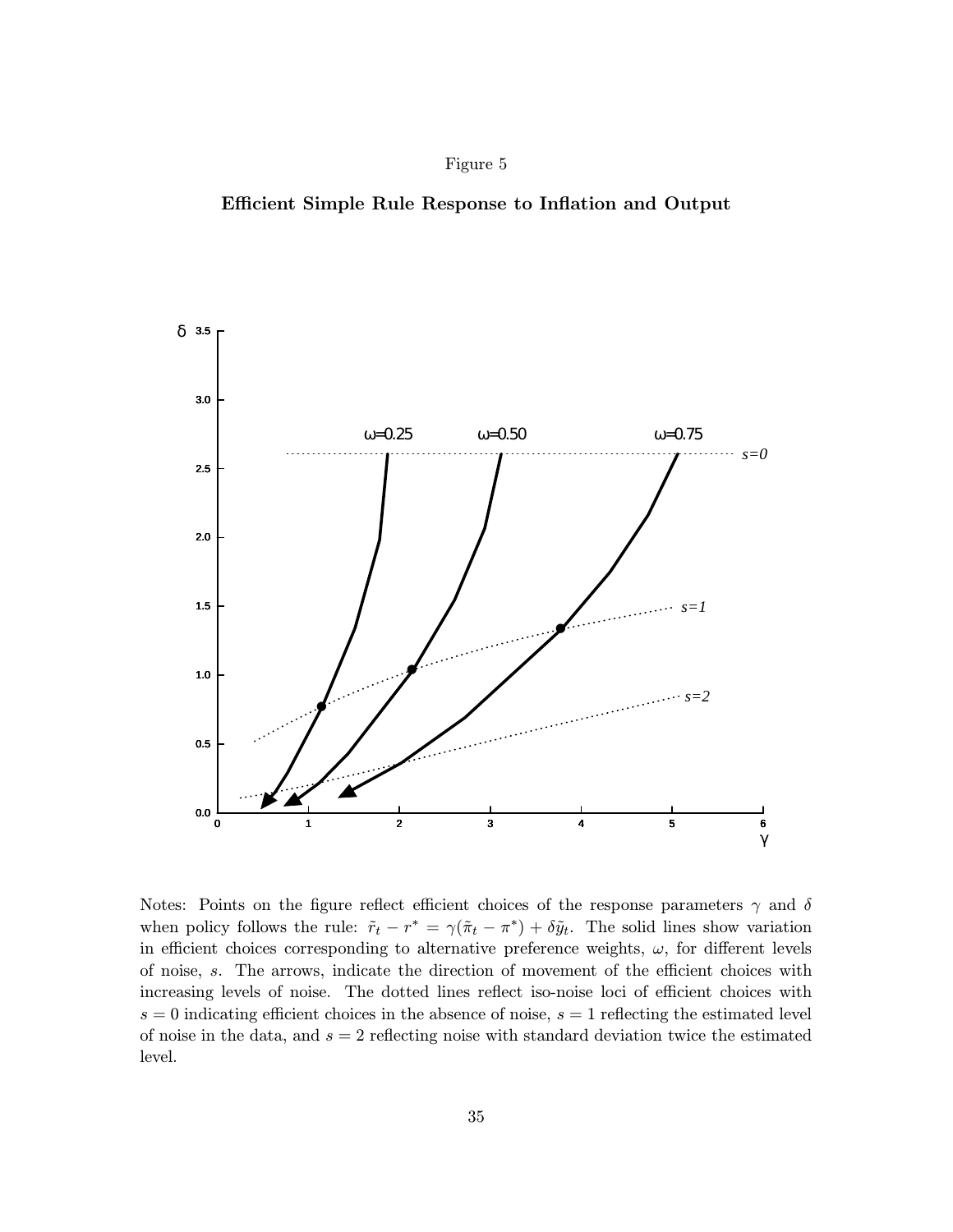Figure 5

**Efficient Simple Rule Response to Inflation and Output**

δ

3.5

3.0

2.5

2.0

1.5

1.0

0.5

0.0

0 1 2 3 4 5 6

γ

ω=0.25

ω=0.50

ω=0.75

s=0

s=1

s=2

Notes: Points on the figure reflect efficient choices of the response parameters $\gamma$ and $\delta$ when policy follows the rule: $\tilde{r}_t - r^* = \gamma(\tilde{\pi}_t - \pi^*) + \delta\tilde{y}_t$. The solid lines show variation in efficient choices corresponding to alternative preference weights, $\omega$, for different levels of noise, $s$. The arrows, indicate the direction of movement of the efficient choices with increasing levels of noise. The dotted lines reflect iso-noise loci of efficient choices with $s = 0$ indicating efficient choices in the absence of noise, $s = 1$ reflecting the estimated level of noise in the data, and $s = 2$ reflecting noise with standard deviation twice the estimated level.